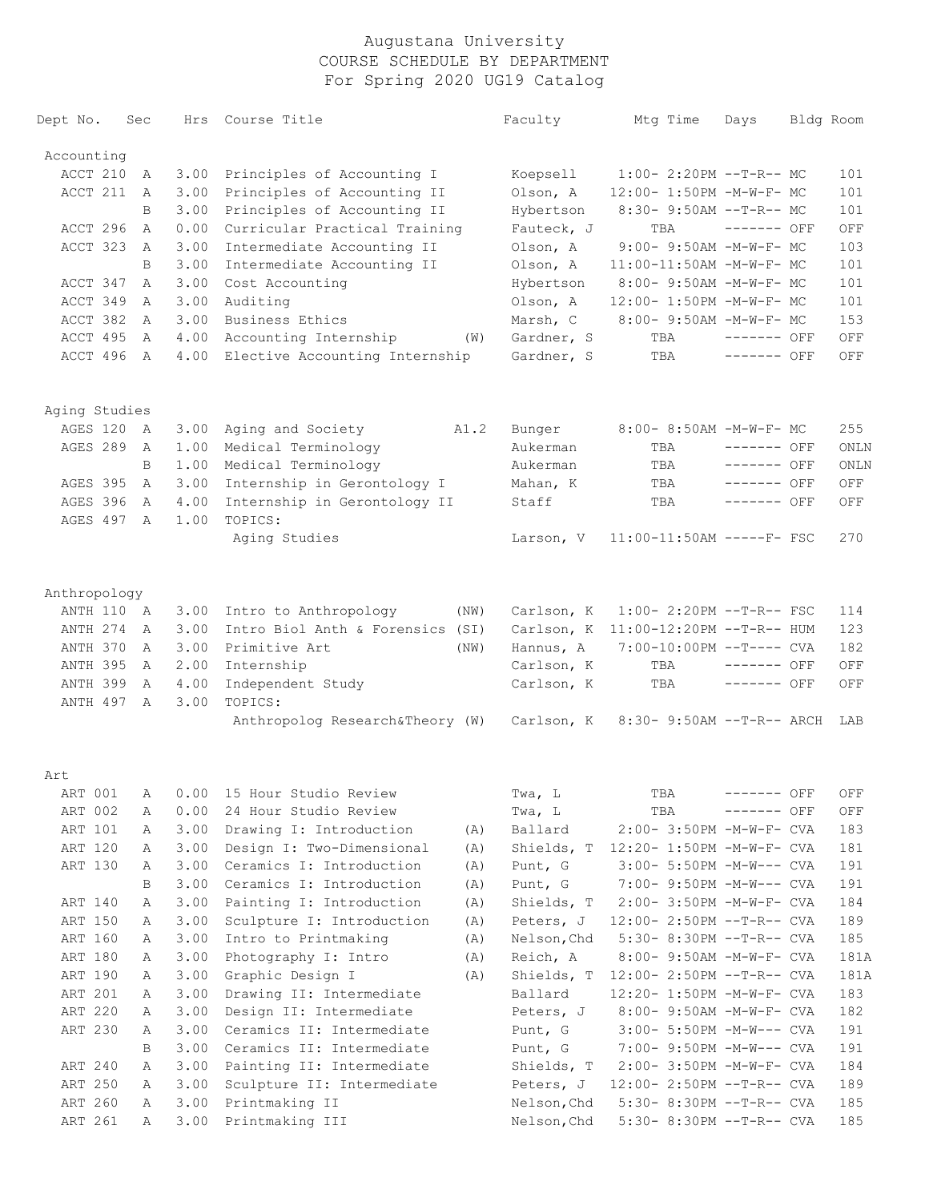# Augustana University
## COURSE SCHEDULE BY DEPARTMENT
## For Spring 2020 UG19 Catalog

| Dept No. | Sec | Hrs | Course Title | | Faculty | Mtg Time | Days | Bldg | Room |
|---|---|---|---|---|---|---|---|---|---|
| **Accounting** | | | | | | | | | |
| ACCT 210 | A | 3.00 | Principles of Accounting I | | Koepsell | 1:00- 2:20PM | --T-R-- | MC | 101 |
| ACCT 211 | A | 3.00 | Principles of Accounting II | | Olson, A | 12:00- 1:50PM | -M-W-F- | MC | 101 |
| | B | 3.00 | Principles of Accounting II | | Hybertson | 8:30- 9:50AM | --T-R-- | MC | 101 |
| ACCT 296 | A | 0.00 | Curricular Practical Training | | Fauteck, J | TBA | ------- | OFF | OFF |
| ACCT 323 | A | 3.00 | Intermediate Accounting II | | Olson, A | 9:00- 9:50AM | -M-W-F- | MC | 103 |
| | B | 3.00 | Intermediate Accounting II | | Olson, A | 11:00-11:50AM | -M-W-F- | MC | 101 |
| ACCT 347 | A | 3.00 | Cost Accounting | | Hybertson | 8:00- 9:50AM | -M-W-F- | MC | 101 |
| ACCT 349 | A | 3.00 | Auditing | | Olson, A | 12:00- 1:50PM | -M-W-F- | MC | 101 |
| ACCT 382 | A | 3.00 | Business Ethics | | Marsh, C | 8:00- 9:50AM | -M-W-F- | MC | 153 |
| ACCT 495 | A | 4.00 | Accounting Internship | (W) | Gardner, S | TBA | ------- | OFF | OFF |
| ACCT 496 | A | 4.00 | Elective Accounting Internship | | Gardner, S | TBA | ------- | OFF | OFF |
| **Aging Studies** | | | | | | | | | |
| AGES 120 | A | 3.00 | Aging and Society | A1.2 | Bunger | 8:00- 8:50AM | -M-W-F- | MC | 255 |
| AGES 289 | A | 1.00 | Medical Terminology | | Aukerman | TBA | ------- | OFF | ONLN |
| | B | 1.00 | Medical Terminology | | Aukerman | TBA | ------- | OFF | ONLN |
| AGES 395 | A | 3.00 | Internship in Gerontology I | | Mahan, K | TBA | ------- | OFF | OFF |
| AGES 396 | A | 4.00 | Internship in Gerontology II | | Staff | TBA | ------- | OFF | OFF |
| AGES 497 | A | 1.00 | TOPICS: | | | | | | |
| | | | Aging Studies | | Larson, V | 11:00-11:50AM | -----F- | FSC | 270 |
| **Anthropology** | | | | | | | | | |
| ANTH 110 | A | 3.00 | Intro to Anthropology | (NW) | Carlson, K | 1:00- 2:20PM | --T-R-- | FSC | 114 |
| ANTH 274 | A | 3.00 | Intro Biol Anth & Forensics | (SI) | Carlson, K | 11:00-12:20PM | --T-R-- | HUM | 123 |
| ANTH 370 | A | 3.00 | Primitive Art | (NW) | Hannus, A | 7:00-10:00PM | --T---- | CVA | 182 |
| ANTH 395 | A | 2.00 | Internship | | Carlson, K | TBA | ------- | OFF | OFF |
| ANTH 399 | A | 4.00 | Independent Study | | Carlson, K | TBA | ------- | OFF | OFF |
| ANTH 497 | A | 3.00 | TOPICS: | | | | | | |
| | | | Anthropolog Research&Theory | (W) | Carlson, K | 8:30- 9:50AM | --T-R-- | ARCH | LAB |
| **Art** | | | | | | | | | |
| ART 001 | A | 0.00 | 15 Hour Studio Review | | Twa, L | TBA | ------- | OFF | OFF |
| ART 002 | A | 0.00 | 24 Hour Studio Review | | Twa, L | TBA | ------- | OFF | OFF |
| ART 101 | A | 3.00 | Drawing I: Introduction | (A) | Ballard | 2:00- 3:50PM | -M-W-F- | CVA | 183 |
| ART 120 | A | 3.00 | Design I: Two-Dimensional | (A) | Shields, T | 12:20- 1:50PM | -M-W-F- | CVA | 181 |
| ART 130 | A | 3.00 | Ceramics I: Introduction | (A) | Punt, G | 3:00- 5:50PM | -M-W--- | CVA | 191 |
| | B | 3.00 | Ceramics I: Introduction | (A) | Punt, G | 7:00- 9:50PM | -M-W--- | CVA | 191 |
| ART 140 | A | 3.00 | Painting I: Introduction | (A) | Shields, T | 2:00- 3:50PM | -M-W-F- | CVA | 184 |
| ART 150 | A | 3.00 | Sculpture I: Introduction | (A) | Peters, J | 12:00- 2:50PM | --T-R-- | CVA | 189 |
| ART 160 | A | 3.00 | Intro to Printmaking | (A) | Nelson,Chd | 5:30- 8:30PM | --T-R-- | CVA | 185 |
| ART 180 | A | 3.00 | Photography I: Intro | (A) | Reich, A | 8:00- 9:50AM | -M-W-F- | CVA | 181A |
| ART 190 | A | 3.00 | Graphic Design I | (A) | Shields, T | 12:00- 2:50PM | --T-R-- | CVA | 181A |
| ART 201 | A | 3.00 | Drawing II: Intermediate | | Ballard | 12:20- 1:50PM | -M-W-F- | CVA | 183 |
| ART 220 | A | 3.00 | Design II: Intermediate | | Peters, J | 8:00- 9:50AM | -M-W-F- | CVA | 182 |
| ART 230 | A | 3.00 | Ceramics II: Intermediate | | Punt, G | 3:00- 5:50PM | -M-W--- | CVA | 191 |
| | B | 3.00 | Ceramics II: Intermediate | | Punt, G | 7:00- 9:50PM | -M-W--- | CVA | 191 |
| ART 240 | A | 3.00 | Painting II: Intermediate | | Shields, T | 2:00- 3:50PM | -M-W-F- | CVA | 184 |
| ART 250 | A | 3.00 | Sculpture II: Intermediate | | Peters, J | 12:00- 2:50PM | --T-R-- | CVA | 189 |
| ART 260 | A | 3.00 | Printmaking II | | Nelson,Chd | 5:30- 8:30PM | --T-R-- | CVA | 185 |
| ART 261 | A | 3.00 | Printmaking III | | Nelson,Chd | 5:30- 8:30PM | --T-R-- | CVA | 185 |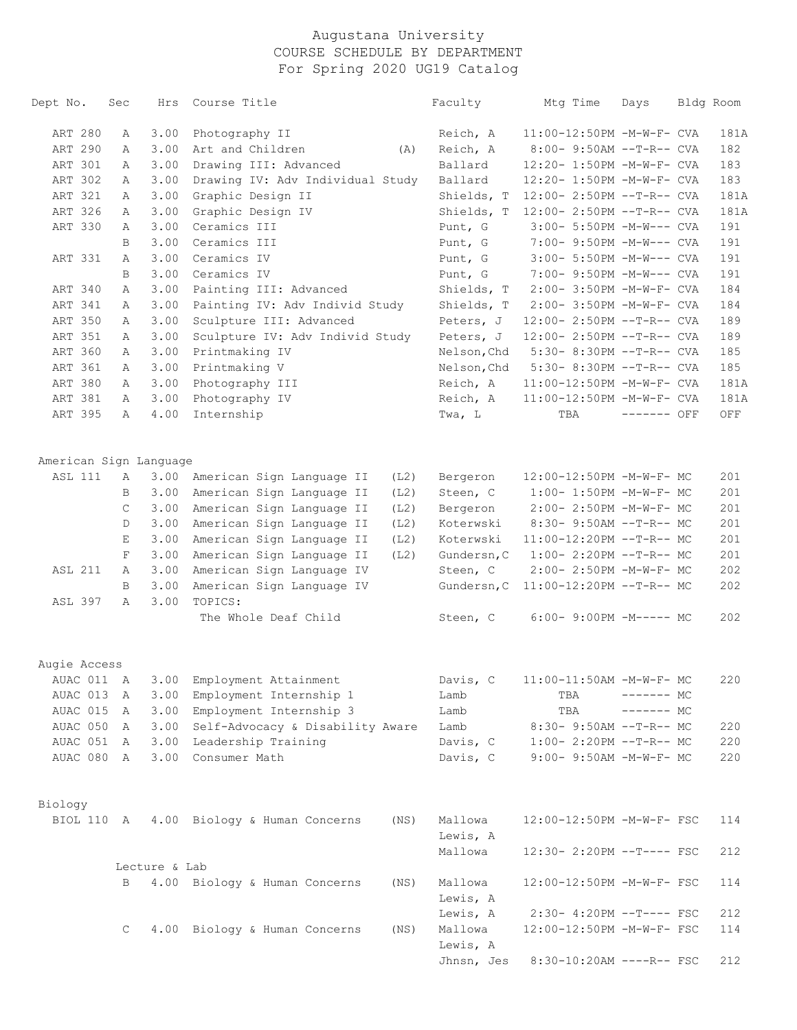# Augustana University
## COURSE SCHEDULE BY DEPARTMENT
### For Spring 2020 UG19 Catalog

| Dept No. | Sec | Hrs | Course Title | | Faculty | Mtg Time | Days | Bldg | Room |
|---|---|---|---|---|---|---|---|---|---|
| ART 280 | A | 3.00 | Photography II | | Reich, A | 11:00-12:50PM | -M-W-F- | CVA | 181A |
| ART 290 | A | 3.00 | Art and Children | (A) | Reich, A | 8:00- 9:50AM | --T-R-- | CVA | 182 |
| ART 301 | A | 3.00 | Drawing III: Advanced | | Ballard | 12:20- 1:50PM | -M-W-F- | CVA | 183 |
| ART 302 | A | 3.00 | Drawing IV: Adv Individual Study | | Ballard | 12:20- 1:50PM | -M-W-F- | CVA | 183 |
| ART 321 | A | 3.00 | Graphic Design II | | Shields, T | 12:00- 2:50PM | --T-R-- | CVA | 181A |
| ART 326 | A | 3.00 | Graphic Design IV | | Shields, T | 12:00- 2:50PM | --T-R-- | CVA | 181A |
| ART 330 | A | 3.00 | Ceramics III | | Punt, G | 3:00- 5:50PM | -M-W--- | CVA | 191 |
| | B | 3.00 | Ceramics III | | Punt, G | 7:00- 9:50PM | -M-W--- | CVA | 191 |
| ART 331 | A | 3.00 | Ceramics IV | | Punt, G | 3:00- 5:50PM | -M-W--- | CVA | 191 |
| | B | 3.00 | Ceramics IV | | Punt, G | 7:00- 9:50PM | -M-W--- | CVA | 191 |
| ART 340 | A | 3.00 | Painting III: Advanced | | Shields, T | 2:00- 3:50PM | -M-W-F- | CVA | 184 |
| ART 341 | A | 3.00 | Painting IV: Adv Individ Study | | Shields, T | 2:00- 3:50PM | -M-W-F- | CVA | 184 |
| ART 350 | A | 3.00 | Sculpture III: Advanced | | Peters, J | 12:00- 2:50PM | --T-R-- | CVA | 189 |
| ART 351 | A | 3.00 | Sculpture IV: Adv Individ Study | | Peters, J | 12:00- 2:50PM | --T-R-- | CVA | 189 |
| ART 360 | A | 3.00 | Printmaking IV | | Nelson,Chd | 5:30- 8:30PM | --T-R-- | CVA | 185 |
| ART 361 | A | 3.00 | Printmaking V | | Nelson,Chd | 5:30- 8:30PM | --T-R-- | CVA | 185 |
| ART 380 | A | 3.00 | Photography III | | Reich, A | 11:00-12:50PM | -M-W-F- | CVA | 181A |
| ART 381 | A | 3.00 | Photography IV | | Reich, A | 11:00-12:50PM | -M-W-F- | CVA | 181A |
| ART 395 | A | 4.00 | Internship | | Twa, L | TBA | ------- | OFF | OFF |

## American Sign Language

| Dept No. | Sec | Hrs | Course Title | | Faculty | Mtg Time | Days | Bldg | Room |
|---|---|---|---|---|---|---|---|---|---|
| ASL 111 | A | 3.00 | American Sign Language II | (L2) | Bergeron | 12:00-12:50PM | -M-W-F- | MC | 201 |
| | B | 3.00 | American Sign Language II | (L2) | Steen, C | 1:00- 1:50PM | -M-W-F- | MC | 201 |
| | C | 3.00 | American Sign Language II | (L2) | Bergeron | 2:00- 2:50PM | -M-W-F- | MC | 201 |
| | D | 3.00 | American Sign Language II | (L2) | Koterwski | 8:30- 9:50AM | --T-R-- | MC | 201 |
| | E | 3.00 | American Sign Language II | (L2) | Koterwski | 11:00-12:20PM | --T-R-- | MC | 201 |
| | F | 3.00 | American Sign Language II | (L2) | Gundersn,C | 1:00- 2:20PM | --T-R-- | MC | 201 |
| ASL 211 | A | 3.00 | American Sign Language IV | | Steen, C | 2:00- 2:50PM | -M-W-F- | MC | 202 |
| | B | 3.00 | American Sign Language IV | | Gundersn,C | 11:00-12:20PM | --T-R-- | MC | 202 |
| ASL 397 | A | 3.00 | TOPICS: | | | | | | |
| | | | The Whole Deaf Child | | Steen, C | 6:00- 9:00PM | -M----- | MC | 202 |

## Augie Access

| Dept No. | Sec | Hrs | Course Title | | Faculty | Mtg Time | Days | Bldg | Room |
|---|---|---|---|---|---|---|---|---|---|
| AUAC 011 | A | 3.00 | Employment Attainment | | Davis, C | 11:00-11:50AM | -M-W-F- | MC | 220 |
| AUAC 013 | A | 3.00 | Employment Internship 1 | | Lamb | TBA | ------- | MC | |
| AUAC 015 | A | 3.00 | Employment Internship 3 | | Lamb | TBA | ------- | MC | |
| AUAC 050 | A | 3.00 | Self-Advocacy & Disability Aware | | Lamb | 8:30- 9:50AM | --T-R-- | MC | 220 |
| AUAC 051 | A | 3.00 | Leadership Training | | Davis, C | 1:00- 2:20PM | --T-R-- | MC | 220 |
| AUAC 080 | A | 3.00 | Consumer Math | | Davis, C | 9:00- 9:50AM | -M-W-F- | MC | 220 |

## Biology

| Dept No. | Sec | Hrs | Course Title | | Faculty | Mtg Time | Days | Bldg | Room |
|---|---|---|---|---|---|---|---|---|---|
| BIOL 110 | A | 4.00 | Biology & Human Concerns | (NS) | Mallowa | 12:00-12:50PM | -M-W-F- | FSC | 114 |
| | | | | | Lewis, A | | | | |
| | | | | | Mallowa | 12:30- 2:20PM | --T---- | FSC | 212 |
| | Lecture & Lab | | | | | | | | |
| | B | 4.00 | Biology & Human Concerns | (NS) | Mallowa | 12:00-12:50PM | -M-W-F- | FSC | 114 |
| | | | | | Lewis, A | | | | |
| | | | | | Lewis, A | 2:30- 4:20PM | --T---- | FSC | 212 |
| | C | 4.00 | Biology & Human Concerns | (NS) | Mallowa | 12:00-12:50PM | -M-W-F- | FSC | 114 |
| | | | | | Lewis, A | | | | |
| | | | | | Jhnsn, Jes | 8:30-10:20AM | ----R-- | FSC | 212 |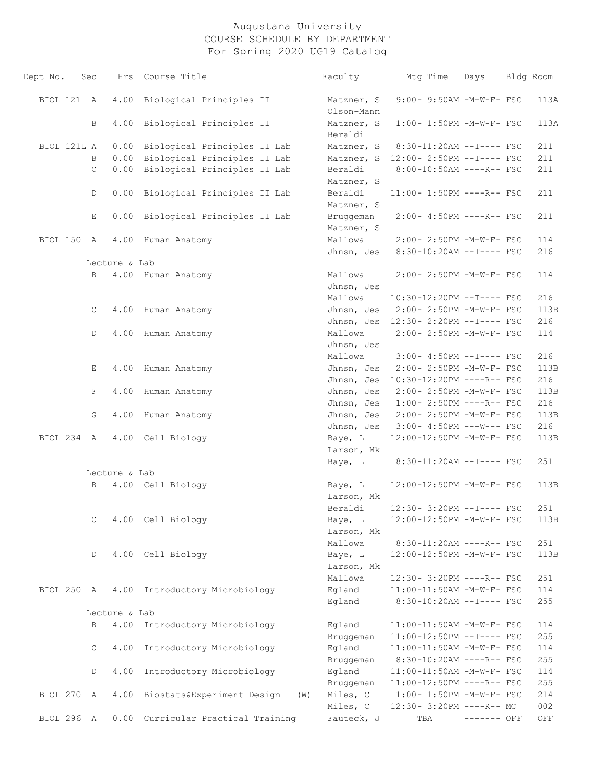# Augustana University
## COURSE SCHEDULE BY DEPARTMENT
### For Spring 2020 UG19 Catalog

| Dept No. | Sec | Hrs | Course Title | Faculty | Mtg Time | Days | Bldg | Room |
|---|---|---|---|---|---|---|---|---|
| BIOL 121 | A | 4.00 | Biological Principles II | Matzner, S | 9:00- 9:50AM | -M-W-F- | FSC | 113A |
| | | | | Olson-Mann | | | | |
| | B | 4.00 | Biological Principles II | Matzner, S | 1:00- 1:50PM | -M-W-F- | FSC | 113A |
| | | | | Beraldi | | | | |
| BIOL 121L | A | 0.00 | Biological Principles II Lab | Matzner, S | 8:30-11:20AM | --T---- | FSC | 211 |
| | B | 0.00 | Biological Principles II Lab | Matzner, S | 12:00- 2:50PM | --T---- | FSC | 211 |
| | C | 0.00 | Biological Principles II Lab | Beraldi | 8:00-10:50AM | ----R-- | FSC | 211 |
| | | | | Matzner, S | | | | |
| | D | 0.00 | Biological Principles II Lab | Beraldi | 11:00- 1:50PM | ----R-- | FSC | 211 |
| | | | | Matzner, S | | | | |
| | E | 0.00 | Biological Principles II Lab | Bruggeman | 2:00- 4:50PM | ----R-- | FSC | 211 |
| | | | | Matzner, S | | | | |
| BIOL 150 | A | 4.00 | Human Anatomy | Mallowa | 2:00- 2:50PM | -M-W-F- | FSC | 114 |
| | | | | Jhnsn, Jes | 8:30-10:20AM | --T---- | FSC | 216 |
| | Lecture & Lab | | | | | | | |
| | B | 4.00 | Human Anatomy | Mallowa | 2:00- 2:50PM | -M-W-F- | FSC | 114 |
| | | | | Jhnsn, Jes | | | | |
| | | | | Mallowa | 10:30-12:20PM | --T---- | FSC | 216 |
| | C | 4.00 | Human Anatomy | Jhnsn, Jes | 2:00- 2:50PM | -M-W-F- | FSC | 113B |
| | | | | Jhnsn, Jes | 12:30- 2:20PM | --T---- | FSC | 216 |
| | D | 4.00 | Human Anatomy | Mallowa | 2:00- 2:50PM | -M-W-F- | FSC | 114 |
| | | | | Jhnsn, Jes | | | | |
| | | | | Mallowa | 3:00- 4:50PM | --T---- | FSC | 216 |
| | E | 4.00 | Human Anatomy | Jhnsn, Jes | 2:00- 2:50PM | -M-W-F- | FSC | 113B |
| | | | | Jhnsn, Jes | 10:30-12:20PM | ----R-- | FSC | 216 |
| | F | 4.00 | Human Anatomy | Jhnsn, Jes | 2:00- 2:50PM | -M-W-F- | FSC | 113B |
| | | | | Jhnsn, Jes | 1:00- 2:50PM | ----R-- | FSC | 216 |
| | G | 4.00 | Human Anatomy | Jhnsn, Jes | 2:00- 2:50PM | -M-W-F- | FSC | 113B |
| | | | | Jhnsn, Jes | 3:00- 4:50PM | ---W--- | FSC | 216 |
| BIOL 234 | A | 4.00 | Cell Biology | Baye, L | 12:00-12:50PM | -M-W-F- | FSC | 113B |
| | | | | Larson, Mk | | | | |
| | | | | Baye, L | 8:30-11:20AM | --T---- | FSC | 251 |
| | Lecture & Lab | | | | | | | |
| | B | 4.00 | Cell Biology | Baye, L | 12:00-12:50PM | -M-W-F- | FSC | 113B |
| | | | | Larson, Mk | | | | |
| | | | | Beraldi | 12:30- 3:20PM | --T---- | FSC | 251 |
| | C | 4.00 | Cell Biology | Baye, L | 12:00-12:50PM | -M-W-F- | FSC | 113B |
| | | | | Larson, Mk | | | | |
| | | | | Mallowa | 8:30-11:20AM | ----R-- | FSC | 251 |
| | D | 4.00 | Cell Biology | Baye, L | 12:00-12:50PM | -M-W-F- | FSC | 113B |
| | | | | Larson, Mk | | | | |
| | | | | Mallowa | 12:30- 3:20PM | ----R-- | FSC | 251 |
| BIOL 250 | A | 4.00 | Introductory Microbiology | Egland | 11:00-11:50AM | -M-W-F- | FSC | 114 |
| | | | | Egland | 8:30-10:20AM | --T---- | FSC | 255 |
| | Lecture & Lab | | | | | | | |
| | B | 4.00 | Introductory Microbiology | Egland | 11:00-11:50AM | -M-W-F- | FSC | 114 |
| | | | | Bruggeman | 11:00-12:50PM | --T---- | FSC | 255 |
| | C | 4.00 | Introductory Microbiology | Egland | 11:00-11:50AM | -M-W-F- | FSC | 114 |
| | | | | Bruggeman | 8:30-10:20AM | ----R-- | FSC | 255 |
| | D | 4.00 | Introductory Microbiology | Egland | 11:00-11:50AM | -M-W-F- | FSC | 114 |
| | | | | Bruggeman | 11:00-12:50PM | ----R-- | FSC | 255 |
| BIOL 270 | A | 4.00 | Biostats&Experiment Design (W) | Miles, C | 1:00- 1:50PM | -M-W-F- | FSC | 214 |
| | | | | Miles, C | 12:30- 3:20PM | ----R-- | MC | 002 |
| BIOL 296 | A | 0.00 | Curricular Practical Training | Fauteck, J | TBA | ------- | OFF | OFF |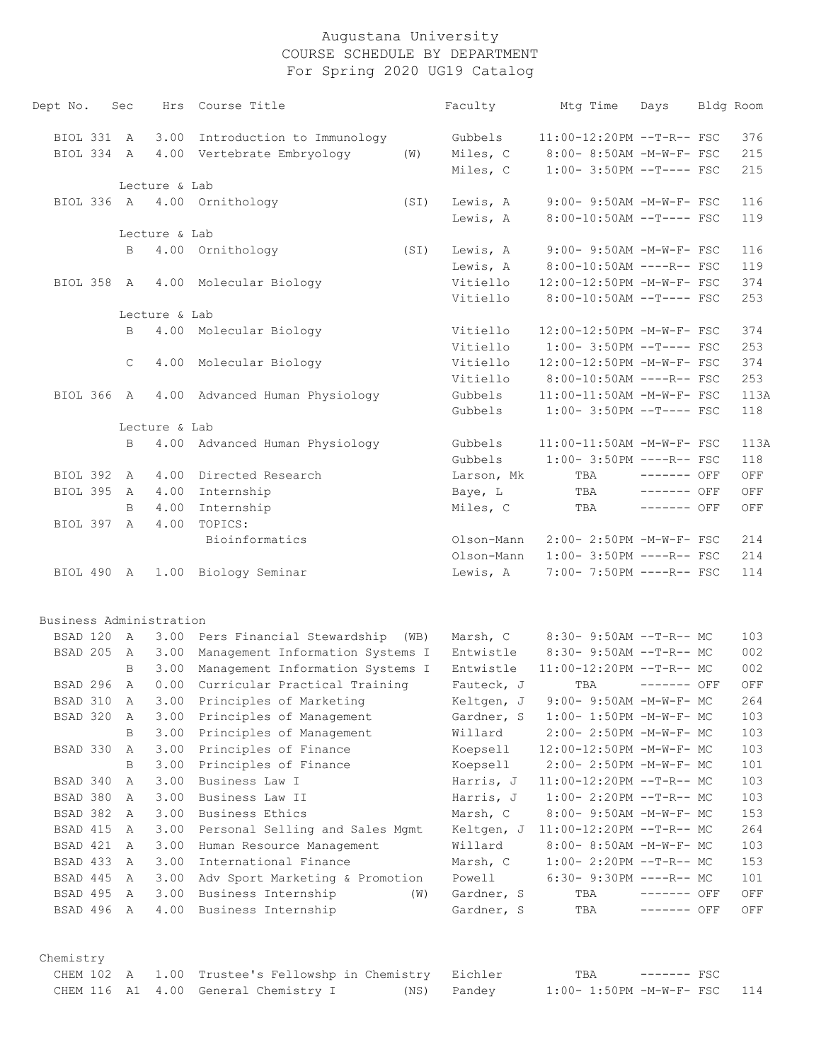# Augustana University
## COURSE SCHEDULE BY DEPARTMENT
### For Spring 2020 UG19 Catalog

| Dept No. | Sec | Hrs | Course Title | | Faculty | Mtg Time | Days | Bldg | Room |
|---|---|---|---|---|---|---|---|---|---|
| BIOL 331 | A | 3.00 | Introduction to Immunology | | Gubbels | 11:00-12:20PM | --T-R-- | FSC | 376 |
| BIOL 334 | A | 4.00 | Vertebrate Embryology | (W) | Miles, C | 8:00- 8:50AM | -M-W-F- | FSC | 215 |
| | | | | | Miles, C | 1:00- 3:50PM | --T---- | FSC | 215 |
| | Lecture & Lab | | | | | | | | |
| BIOL 336 | A | 4.00 | Ornithology | (SI) | Lewis, A | 9:00- 9:50AM | -M-W-F- | FSC | 116 |
| | | | | | Lewis, A | 8:00-10:50AM | --T---- | FSC | 119 |
| | Lecture & Lab | | | | | | | | |
| | B | 4.00 | Ornithology | (SI) | Lewis, A | 9:00- 9:50AM | -M-W-F- | FSC | 116 |
| | | | | | Lewis, A | 8:00-10:50AM | ----R-- | FSC | 119 |
| BIOL 358 | A | 4.00 | Molecular Biology | | Vitiello | 12:00-12:50PM | -M-W-F- | FSC | 374 |
| | | | | | Vitiello | 8:00-10:50AM | --T---- | FSC | 253 |
| | Lecture & Lab | | | | | | | | |
| | B | 4.00 | Molecular Biology | | Vitiello | 12:00-12:50PM | -M-W-F- | FSC | 374 |
| | | | | | Vitiello | 1:00- 3:50PM | --T---- | FSC | 253 |
| | C | 4.00 | Molecular Biology | | Vitiello | 12:00-12:50PM | -M-W-F- | FSC | 374 |
| | | | | | Vitiello | 8:00-10:50AM | ----R-- | FSC | 253 |
| BIOL 366 | A | 4.00 | Advanced Human Physiology | | Gubbels | 11:00-11:50AM | -M-W-F- | FSC | 113A |
| | | | | | Gubbels | 1:00- 3:50PM | --T---- | FSC | 118 |
| | Lecture & Lab | | | | | | | | |
| | B | 4.00 | Advanced Human Physiology | | Gubbels | 11:00-11:50AM | -M-W-F- | FSC | 113A |
| | | | | | Gubbels | 1:00- 3:50PM | ----R-- | FSC | 118 |
| BIOL 392 | A | 4.00 | Directed Research | | Larson, Mk | TBA | ------- | OFF | OFF |
| BIOL 395 | A | 4.00 | Internship | | Baye, L | TBA | ------- | OFF | OFF |
| | B | 4.00 | Internship | | Miles, C | TBA | ------- | OFF | OFF |
| BIOL 397 | A | 4.00 | TOPICS: | | | | | | |
| | | | Bioinformatics | | Olson-Mann | 2:00- 2:50PM | -M-W-F- | FSC | 214 |
| | | | | | Olson-Mann | 1:00- 3:50PM | ----R-- | FSC | 214 |
| BIOL 490 | A | 1.00 | Biology Seminar | | Lewis, A | 7:00- 7:50PM | ----R-- | FSC | 114 |

**Business Administration**

| Dept No. | Sec | Hrs | Course Title | | Faculty | Mtg Time | Days | Bldg | Room |
|---|---|---|---|---|---|---|---|---|---|
| BSAD 120 | A | 3.00 | Pers Financial Stewardship | (WB) | Marsh, C | 8:30- 9:50AM | --T-R-- | MC | 103 |
| BSAD 205 | A | 3.00 | Management Information Systems I | | Entwistle | 8:30- 9:50AM | --T-R-- | MC | 002 |
| | B | 3.00 | Management Information Systems I | | Entwistle | 11:00-12:20PM | --T-R-- | MC | 002 |
| BSAD 296 | A | 0.00 | Curricular Practical Training | | Fauteck, J | TBA | ------- | OFF | OFF |
| BSAD 310 | A | 3.00 | Principles of Marketing | | Keltgen, J | 9:00- 9:50AM | -M-W-F- | MC | 264 |
| BSAD 320 | A | 3.00 | Principles of Management | | Gardner, S | 1:00- 1:50PM | -M-W-F- | MC | 103 |
| | B | 3.00 | Principles of Management | | Willard | 2:00- 2:50PM | -M-W-F- | MC | 103 |
| BSAD 330 | A | 3.00 | Principles of Finance | | Koepsell | 12:00-12:50PM | -M-W-F- | MC | 103 |
| | B | 3.00 | Principles of Finance | | Koepsell | 2:00- 2:50PM | -M-W-F- | MC | 101 |
| BSAD 340 | A | 3.00 | Business Law I | | Harris, J | 11:00-12:20PM | --T-R-- | MC | 103 |
| BSAD 380 | A | 3.00 | Business Law II | | Harris, J | 1:00- 2:20PM | --T-R-- | MC | 103 |
| BSAD 382 | A | 3.00 | Business Ethics | | Marsh, C | 8:00- 9:50AM | -M-W-F- | MC | 153 |
| BSAD 415 | A | 3.00 | Personal Selling and Sales Mgmt | | Keltgen, J | 11:00-12:20PM | --T-R-- | MC | 264 |
| BSAD 421 | A | 3.00 | Human Resource Management | | Willard | 8:00- 8:50AM | -M-W-F- | MC | 103 |
| BSAD 433 | A | 3.00 | International Finance | | Marsh, C | 1:00- 2:20PM | --T-R-- | MC | 153 |
| BSAD 445 | A | 3.00 | Adv Sport Marketing & Promotion | | Powell | 6:30- 9:30PM | ----R-- | MC | 101 |
| BSAD 495 | A | 3.00 | Business Internship | (W) | Gardner, S | TBA | ------- | OFF | OFF |
| BSAD 496 | A | 4.00 | Business Internship | | Gardner, S | TBA | ------- | OFF | OFF |

**Chemistry**

| Dept No. | Sec | Hrs | Course Title | | Faculty | Mtg Time | Days | Bldg | Room |
|---|---|---|---|---|---|---|---|---|---|
| CHEM 102 | A | 1.00 | Trustee's Fellowshp in Chemistry | | Eichler | TBA | ------- | FSC | |
| CHEM 116 | A1 | 4.00 | General Chemistry I | (NS) | Pandey | 1:00- 1:50PM | -M-W-F- | FSC | 114 |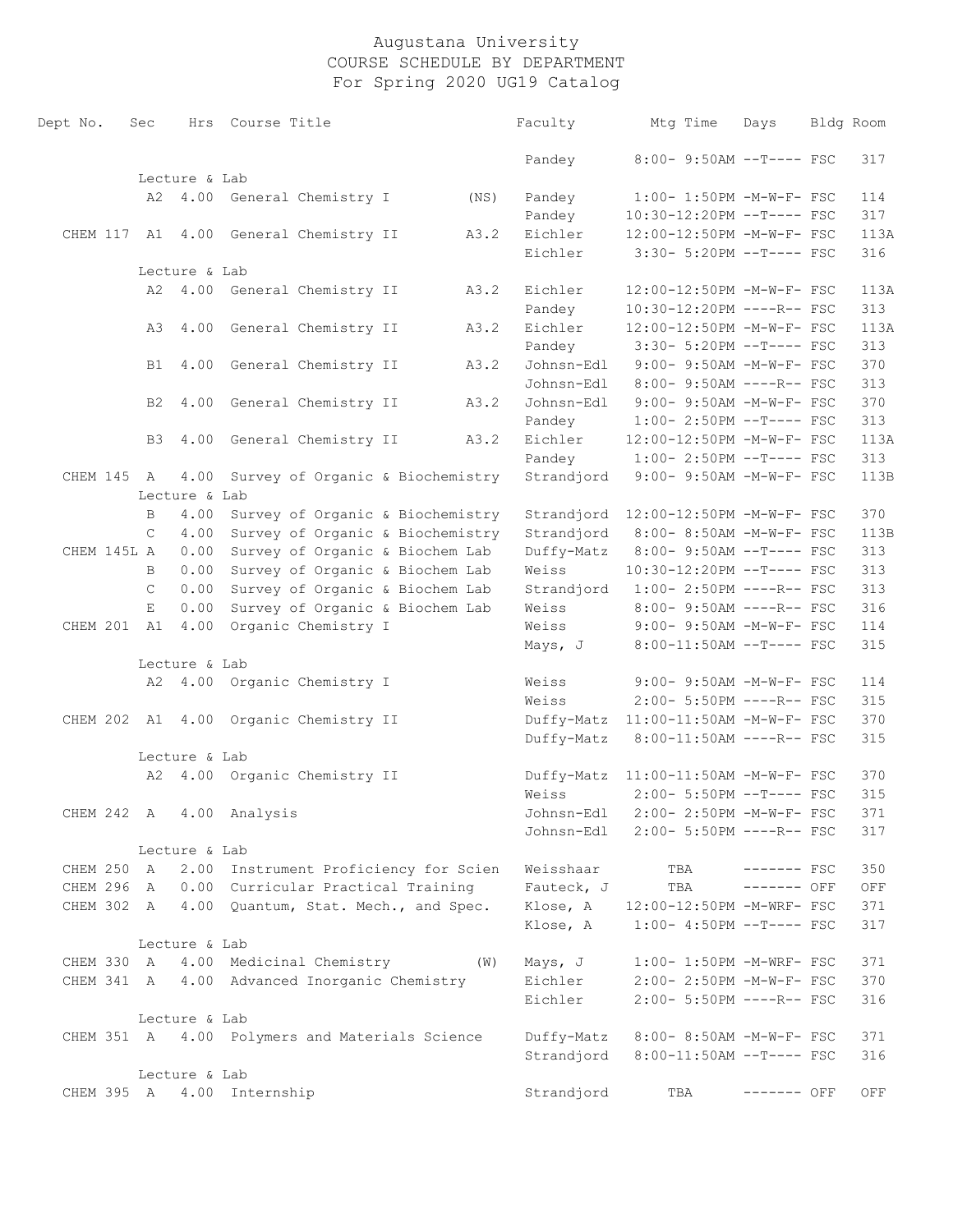# Augustana University
## COURSE SCHEDULE BY DEPARTMENT
### For Spring 2020 UG19 Catalog

| Dept No. | Sec | Hrs | Course Title | | Faculty | Mtg Time | Days | Bldg | Room |
|---|---|---|---|---|---|---|---|---|---|
| | | | | | Pandey | 8:00- 9:50AM | --T---- | FSC | 317 |
| | Lecture & Lab | | | | | | | | |
| | A2 | 4.00 | General Chemistry I | (NS) | Pandey | 1:00- 1:50PM | -M-W-F- | FSC | 114 |
| | | | | | Pandey | 10:30-12:20PM | --T---- | FSC | 317 |
| CHEM 117 | A1 | 4.00 | General Chemistry II | A3.2 | Eichler | 12:00-12:50PM | -M-W-F- | FSC | 113A |
| | | | | | Eichler | 3:30- 5:20PM | --T---- | FSC | 316 |
| | Lecture & Lab | | | | | | | | |
| | A2 | 4.00 | General Chemistry II | A3.2 | Eichler | 12:00-12:50PM | -M-W-F- | FSC | 113A |
| | | | | | Pandey | 10:30-12:20PM | ----R-- | FSC | 313 |
| | A3 | 4.00 | General Chemistry II | A3.2 | Eichler | 12:00-12:50PM | -M-W-F- | FSC | 113A |
| | | | | | Pandey | 3:30- 5:20PM | --T---- | FSC | 313 |
| | B1 | 4.00 | General Chemistry II | A3.2 | Johnsn-Edl | 9:00- 9:50AM | -M-W-F- | FSC | 370 |
| | | | | | Johnsn-Edl | 8:00- 9:50AM | ----R-- | FSC | 313 |
| | B2 | 4.00 | General Chemistry II | A3.2 | Johnsn-Edl | 9:00- 9:50AM | -M-W-F- | FSC | 370 |
| | | | | | Pandey | 1:00- 2:50PM | --T---- | FSC | 313 |
| | B3 | 4.00 | General Chemistry II | A3.2 | Eichler | 12:00-12:50PM | -M-W-F- | FSC | 113A |
| | | | | | Pandey | 1:00- 2:50PM | --T---- | FSC | 313 |
| CHEM 145 | A | 4.00 | Survey of Organic & Biochemistry | | Strandjord | 9:00- 9:50AM | -M-W-F- | FSC | 113B |
| | Lecture & Lab | | | | | | | | |
| | B | 4.00 | Survey of Organic & Biochemistry | | Strandjord | 12:00-12:50PM | -M-W-F- | FSC | 370 |
| | C | 4.00 | Survey of Organic & Biochemistry | | Strandjord | 8:00- 8:50AM | -M-W-F- | FSC | 113B |
| CHEM 145L | A | 0.00 | Survey of Organic & Biochem Lab | | Duffy-Matz | 8:00- 9:50AM | --T---- | FSC | 313 |
| | B | 0.00 | Survey of Organic & Biochem Lab | | Weiss | 10:30-12:20PM | --T---- | FSC | 313 |
| | C | 0.00 | Survey of Organic & Biochem Lab | | Strandjord | 1:00- 2:50PM | ----R-- | FSC | 313 |
| | E | 0.00 | Survey of Organic & Biochem Lab | | Weiss | 8:00- 9:50AM | ----R-- | FSC | 316 |
| CHEM 201 | A1 | 4.00 | Organic Chemistry I | | Weiss | 9:00- 9:50AM | -M-W-F- | FSC | 114 |
| | | | | | Mays, J | 8:00-11:50AM | --T---- | FSC | 315 |
| | Lecture & Lab | | | | | | | | |
| | A2 | 4.00 | Organic Chemistry I | | Weiss | 9:00- 9:50AM | -M-W-F- | FSC | 114 |
| | | | | | Weiss | 2:00- 5:50PM | ----R-- | FSC | 315 |
| CHEM 202 | A1 | 4.00 | Organic Chemistry II | | Duffy-Matz | 11:00-11:50AM | -M-W-F- | FSC | 370 |
| | | | | | Duffy-Matz | 8:00-11:50AM | ----R-- | FSC | 315 |
| | Lecture & Lab | | | | | | | | |
| | A2 | 4.00 | Organic Chemistry II | | Duffy-Matz | 11:00-11:50AM | -M-W-F- | FSC | 370 |
| | | | | | Weiss | 2:00- 5:50PM | --T---- | FSC | 315 |
| CHEM 242 | A | 4.00 | Analysis | | Johnsn-Edl | 2:00- 2:50PM | -M-W-F- | FSC | 371 |
| | | | | | Johnsn-Edl | 2:00- 5:50PM | ----R-- | FSC | 317 |
| | Lecture & Lab | | | | | | | | |
| CHEM 250 | A | 2.00 | Instrument Proficiency for Scien | | Weisshaar | TBA | ------- | FSC | 350 |
| CHEM 296 | A | 0.00 | Curricular Practical Training | | Fauteck, J | TBA | ------- | OFF | OFF |
| CHEM 302 | A | 4.00 | Quantum, Stat. Mech., and Spec. | | Klose, A | 12:00-12:50PM | -M-WRF- | FSC | 371 |
| | | | | | Klose, A | 1:00- 4:50PM | --T---- | FSC | 317 |
| | Lecture & Lab | | | | | | | | |
| CHEM 330 | A | 4.00 | Medicinal Chemistry | (W) | Mays, J | 1:00- 1:50PM | -M-WRF- | FSC | 371 |
| CHEM 341 | A | 4.00 | Advanced Inorganic Chemistry | | Eichler | 2:00- 2:50PM | -M-W-F- | FSC | 370 |
| | | | | | Eichler | 2:00- 5:50PM | ----R-- | FSC | 316 |
| | Lecture & Lab | | | | | | | | |
| CHEM 351 | A | 4.00 | Polymers and Materials Science | | Duffy-Matz | 8:00- 8:50AM | -M-W-F- | FSC | 371 |
| | | | | | Strandjord | 8:00-11:50AM | --T---- | FSC | 316 |
| | Lecture & Lab | | | | | | | | |
| CHEM 395 | A | 4.00 | Internship | | Strandjord | TBA | ------- | OFF | OFF |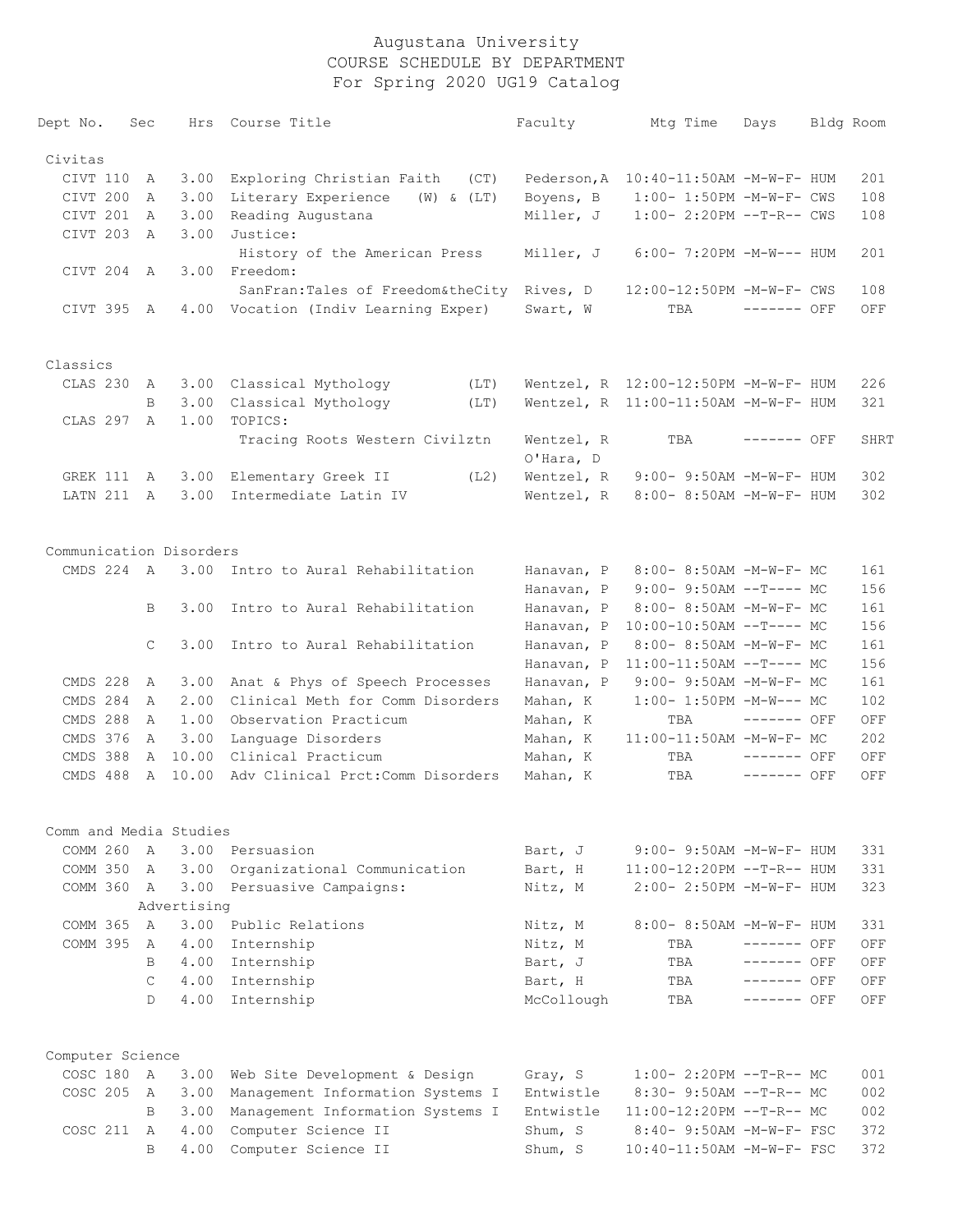# Augustana University
## COURSE SCHEDULE BY DEPARTMENT
### For Spring 2020 UG19 Catalog

| Dept No. | Sec | Hrs | Course Title | Faculty | Mtg Time | Days | Bldg | Room |
|---|---|---|---|---|---|---|---|---|
| **Civitas** | | | | | | | | |
| CIVT 110 | A | 3.00 | Exploring Christian Faith (CT) | Pederson,A | 10:40-11:50AM | -M-W-F- | HUM | 201 |
| CIVT 200 | A | 3.00 | Literary Experience (W) & (LT) | Boyens, B | 1:00- 1:50PM | -M-W-F- | CWS | 108 |
| CIVT 201 | A | 3.00 | Reading Augustana | Miller, J | 1:00- 2:20PM | --T-R-- | CWS | 108 |
| CIVT 203 | A | 3.00 | Justice: History of the American Press | Miller, J | 6:00- 7:20PM | -M-W--- | HUM | 201 |
| CIVT 204 | A | 3.00 | Freedom: SanFran:Tales of Freedom&theCity | Rives, D | 12:00-12:50PM | -M-W-F- | CWS | 108 |
| CIVT 395 | A | 4.00 | Vocation (Indiv Learning Exper) | Swart, W | TBA | ------- | OFF | OFF |
| **Classics** | | | | | | | | |
| CLAS 230 | A | 3.00 | Classical Mythology (LT) | Wentzel, R | 12:00-12:50PM | -M-W-F- | HUM | 226 |
| | B | 3.00 | Classical Mythology (LT) | Wentzel, R | 11:00-11:50AM | -M-W-F- | HUM | 321 |
| CLAS 297 | A | 1.00 | TOPICS: Tracing Roots Western Civilztn | Wentzel, R; O'Hara, D | TBA | ------- | OFF | SHRT |
| GREK 111 | A | 3.00 | Elementary Greek II (L2) | Wentzel, R | 9:00- 9:50AM | -M-W-F- | HUM | 302 |
| LATN 211 | A | 3.00 | Intermediate Latin IV | Wentzel, R | 8:00- 8:50AM | -M-W-F- | HUM | 302 |
| **Communication Disorders** | | | | | | | | |
| CMDS 224 | A | 3.00 | Intro to Aural Rehabilitation | Hanavan, P | 8:00- 8:50AM | -M-W-F- | MC | 161 |
| | | | | Hanavan, P | 9:00- 9:50AM | --T---- | MC | 156 |
| | B | 3.00 | Intro to Aural Rehabilitation | Hanavan, P | 8:00- 8:50AM | -M-W-F- | MC | 161 |
| | | | | Hanavan, P | 10:00-10:50AM | --T---- | MC | 156 |
| | C | 3.00 | Intro to Aural Rehabilitation | Hanavan, P | 8:00- 8:50AM | -M-W-F- | MC | 161 |
| | | | | Hanavan, P | 11:00-11:50AM | --T---- | MC | 156 |
| CMDS 228 | A | 3.00 | Anat & Phys of Speech Processes | Hanavan, P | 9:00- 9:50AM | -M-W-F- | MC | 161 |
| CMDS 284 | A | 2.00 | Clinical Meth for Comm Disorders | Mahan, K | 1:00- 1:50PM | -M-W--- | MC | 102 |
| CMDS 288 | A | 1.00 | Observation Practicum | Mahan, K | TBA | ------- | OFF | OFF |
| CMDS 376 | A | 3.00 | Language Disorders | Mahan, K | 11:00-11:50AM | -M-W-F- | MC | 202 |
| CMDS 388 | A | 10.00 | Clinical Practicum | Mahan, K | TBA | ------- | OFF | OFF |
| CMDS 488 | A | 10.00 | Adv Clinical Prct:Comm Disorders | Mahan, K | TBA | ------- | OFF | OFF |
| **Comm and Media Studies** | | | | | | | | |
| COMM 260 | A | 3.00 | Persuasion | Bart, J | 9:00- 9:50AM | -M-W-F- | HUM | 331 |
| COMM 350 | A | 3.00 | Organizational Communication | Bart, H | 11:00-12:20PM | --T-R-- | HUM | 331 |
| COMM 360 | A | 3.00 | Persuasive Campaigns: Advertising | Nitz, M | 2:00- 2:50PM | -M-W-F- | HUM | 323 |
| COMM 365 | A | 3.00 | Public Relations | Nitz, M | 8:00- 8:50AM | -M-W-F- | HUM | 331 |
| COMM 395 | A | 4.00 | Internship | Nitz, M | TBA | ------- | OFF | OFF |
| | B | 4.00 | Internship | Bart, J | TBA | ------- | OFF | OFF |
| | C | 4.00 | Internship | Bart, H | TBA | ------- | OFF | OFF |
| | D | 4.00 | Internship | McCollough | TBA | ------- | OFF | OFF |
| **Computer Science** | | | | | | | | |
| COSC 180 | A | 3.00 | Web Site Development & Design | Gray, S | 1:00- 2:20PM | --T-R-- | MC | 001 |
| COSC 205 | A | 3.00 | Management Information Systems I | Entwistle | 8:30- 9:50AM | --T-R-- | MC | 002 |
| | B | 3.00 | Management Information Systems I | Entwistle | 11:00-12:20PM | --T-R-- | MC | 002 |
| COSC 211 | A | 4.00 | Computer Science II | Shum, S | 8:40- 9:50AM | -M-W-F- | FSC | 372 |
| | B | 4.00 | Computer Science II | Shum, S | 10:40-11:50AM | -M-W-F- | FSC | 372 |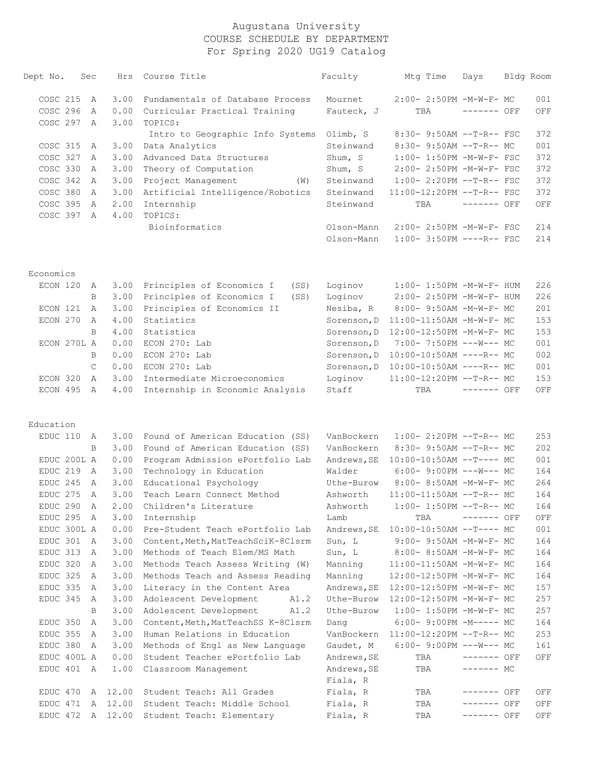# Augustana University
## COURSE SCHEDULE BY DEPARTMENT
### For Spring 2020 UG19 Catalog

| Dept No. | Sec | Hrs | Course Title | Faculty | Mtg Time | Days | Bldg | Room |
|---|---|---|---|---|---|---|---|---|
| COSC 215 | A | 3.00 | Fundamentals of Database Process | Mournet | 2:00- 2:50PM | -M-W-F- | MC | 001 |
| COSC 296 | A | 0.00 | Curricular Practical Training | Fauteck, J | TBA | ------- | OFF | OFF |
| COSC 297 | A | 3.00 | TOPICS: | | | | | |
| | | | Intro to Geographic Info Systems | Olimb, S | 8:30- 9:50AM | --T-R-- | FSC | 372 |
| COSC 315 | A | 3.00 | Data Analytics | Steinwand | 8:30- 9:50AM | --T-R-- | MC | 001 |
| COSC 327 | A | 3.00 | Advanced Data Structures | Shum, S | 1:00- 1:50PM | -M-W-F- | FSC | 372 |
| COSC 330 | A | 3.00 | Theory of Computation | Shum, S | 2:00- 2:50PM | -M-W-F- | FSC | 372 |
| COSC 342 | A | 3.00 | Project Management (W) | Steinwand | 1:00- 2:20PM | --T-R-- | FSC | 372 |
| COSC 380 | A | 3.00 | Artificial Intelligence/Robotics | Steinwand | 11:00-12:20PM | --T-R-- | FSC | 372 |
| COSC 395 | A | 2.00 | Internship | Steinwand | TBA | ------- | OFF | OFF |
| COSC 397 | A | 4.00 | TOPICS: | | | | | |
| | | | Bioinformatics | Olson-Mann | 2:00- 2:50PM | -M-W-F- | FSC | 214 |
| | | | | Olson-Mann | 1:00- 3:50PM | ----R-- | FSC | 214 |

## Economics

| Dept No. | Sec | Hrs | Course Title | Faculty | Mtg Time | Days | Bldg | Room |
|---|---|---|---|---|---|---|---|---|
| ECON 120 | A | 3.00 | Principles of Economics I (SS) | Loginov | 1:00- 1:50PM | -M-W-F- | HUM | 226 |
| | B | 3.00 | Principles of Economics I (SS) | Loginov | 2:00- 2:50PM | -M-W-F- | HUM | 226 |
| ECON 121 | A | 3.00 | Principles of Economics II | Nesiba, R | 8:00- 9:50AM | -M-W-F- | MC | 201 |
| ECON 270 | A | 4.00 | Statistics | Sorenson,D | 11:00-11:50AM | -M-W-F- | MC | 153 |
| | B | 4.00 | Statistics | Sorenson,D | 12:00-12:50PM | -M-W-F- | MC | 153 |
| ECON 270L | A | 0.00 | ECON 270: Lab | Sorenson,D | 7:00- 7:50PM | ---W--- | MC | 001 |
| | B | 0.00 | ECON 270: Lab | Sorenson,D | 10:00-10:50AM | ----R-- | MC | 002 |
| | C | 0.00 | ECON 270: Lab | Sorenson,D | 10:00-10:50AM | ----R-- | MC | 001 |
| ECON 320 | A | 3.00 | Intermediate Microeconomics | Loginov | 11:00-12:20PM | --T-R-- | MC | 153 |
| ECON 495 | A | 4.00 | Internship in Economic Analysis | Staff | TBA | ------- | OFF | OFF |

## Education

| Dept No. | Sec | Hrs | Course Title | Faculty | Mtg Time | Days | Bldg | Room |
|---|---|---|---|---|---|---|---|---|
| EDUC 110 | A | 3.00 | Found of American Education (SS) | VanBockern | 1:00- 2:20PM | --T-R-- | MC | 253 |
| | B | 3.00 | Found of American Education (SS) | VanBockern | 8:30- 9:50AM | --T-R-- | MC | 202 |
| EDUC 200L | A | 0.00 | Program Admission ePortfolio Lab | Andrews,SE | 10:00-10:50AM | --T---- | MC | 001 |
| EDUC 219 | A | 3.00 | Technology in Education | Walder | 6:00- 9:00PM | ---W--- | MC | 164 |
| EDUC 245 | A | 3.00 | Educational Psychology | Uthe-Burow | 8:00- 8:50AM | -M-W-F- | MC | 264 |
| EDUC 275 | A | 3.00 | Teach Learn Connect Method | Ashworth | 11:00-11:50AM | --T-R-- | MC | 164 |
| EDUC 290 | A | 2.00 | Children's Literature | Ashworth | 1:00- 1:50PM | --T-R-- | MC | 164 |
| EDUC 295 | A | 3.00 | Internship | Lamb | TBA | ------- | OFF | OFF |
| EDUC 300L | A | 0.00 | Pre-Student Teach ePortfolio Lab | Andrews,SE | 10:00-10:50AM | --T---- | MC | 001 |
| EDUC 301 | A | 3.00 | Content,Meth,MatTeachSciK-8Clsrm | Sun, L | 9:00- 9:50AM | -M-W-F- | MC | 164 |
| EDUC 313 | A | 3.00 | Methods of Teach Elem/MS Math | Sun, L | 8:00- 8:50AM | -M-W-F- | MC | 164 |
| EDUC 320 | A | 3.00 | Methods Teach Assess Writing (W) | Manning | 11:00-11:50AM | -M-W-F- | MC | 164 |
| EDUC 325 | A | 3.00 | Methods Teach and Assess Reading | Manning | 12:00-12:50PM | -M-W-F- | MC | 164 |
| EDUC 335 | A | 3.00 | Literacy in the Content Area | Andrews,SE | 12:00-12:50PM | -M-W-F- | MC | 157 |
| EDUC 345 | A | 3.00 | Adolescent Development A1.2 | Uthe-Burow | 12:00-12:50PM | -M-W-F- | MC | 257 |
| | B | 3.00 | Adolescent Development A1.2 | Uthe-Burow | 1:00- 1:50PM | -M-W-F- | MC | 257 |
| EDUC 350 | A | 3.00 | Content,Meth,MatTeachSS K-8Clsrm | Dang | 6:00- 9:00PM | -M----- | MC | 164 |
| EDUC 355 | A | 3.00 | Human Relations in Education | VanBockern | 11:00-12:20PM | --T-R-- | MC | 253 |
| EDUC 380 | A | 3.00 | Methods of Engl as New Language | Gaudet, M | 6:00- 9:00PM | ---W--- | MC | 161 |
| EDUC 400L | A | 0.00 | Student Teacher ePortfolio Lab | Andrews,SE | TBA | ------- | OFF | OFF |
| EDUC 401 | A | 1.00 | Classroom Management | Andrews,SE<br>Fiala, R | TBA | ------- | MC | |
| EDUC 470 | A | 12.00 | Student Teach: All Grades | Fiala, R | TBA | ------- | OFF | OFF |
| EDUC 471 | A | 12.00 | Student Teach: Middle School | Fiala, R | TBA | ------- | OFF | OFF |
| EDUC 472 | A | 12.00 | Student Teach: Elementary | Fiala, R | TBA | ------- | OFF | OFF |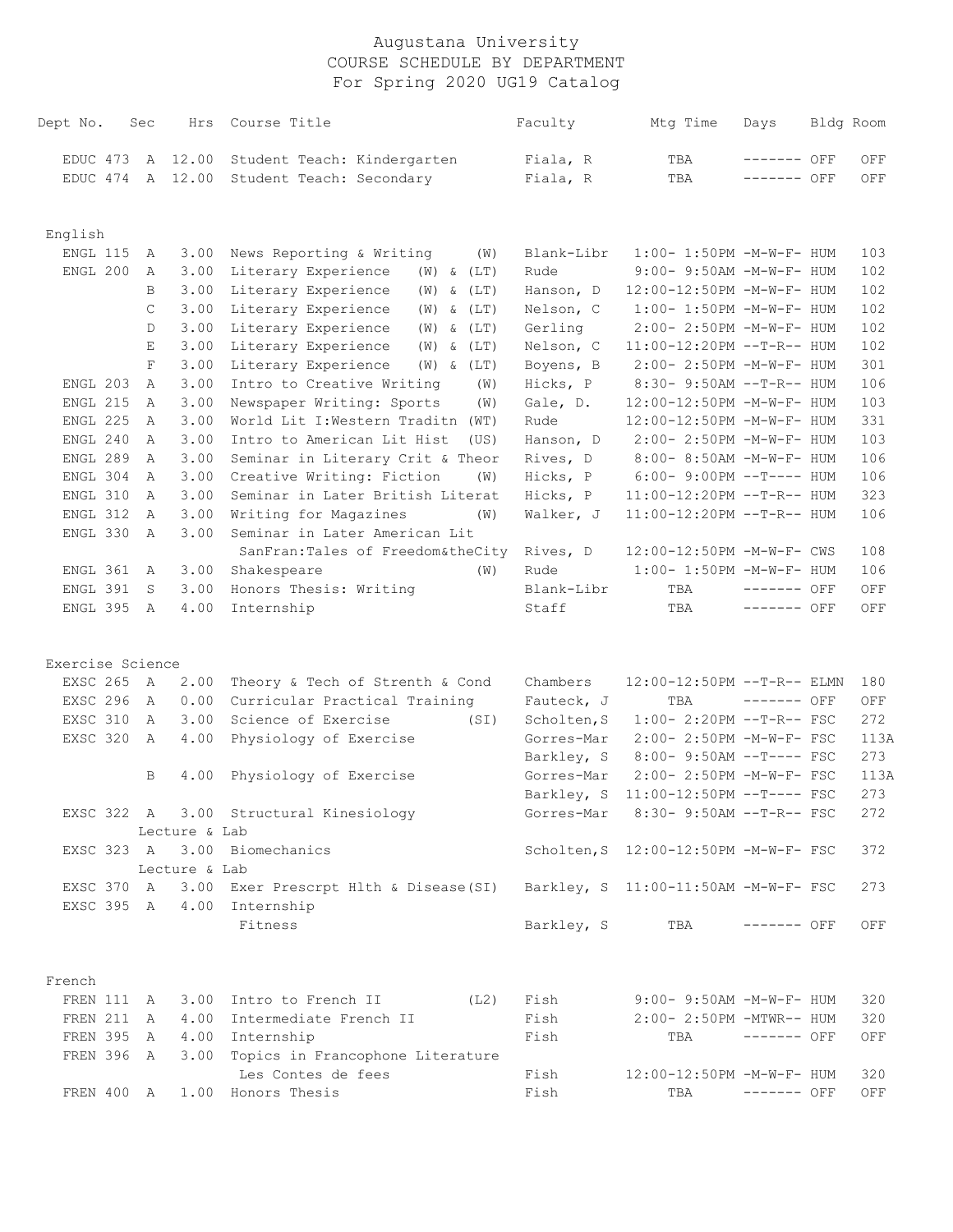# Augustana University
## COURSE SCHEDULE BY DEPARTMENT
### For Spring 2020 UG19 Catalog

| Dept No. | Sec | Hrs | Course Title | Faculty | Mtg Time | Days | Bldg | Room |
|---|---|---|---|---|---|---|---|---|
| EDUC 473 | A | 12.00 | Student Teach: Kindergarten | Fiala, R | TBA | ------- | OFF | OFF |
| EDUC 474 | A | 12.00 | Student Teach: Secondary | Fiala, R | TBA | ------- | OFF | OFF |
| **English** | | | | | | | | |
| ENGL 115 | A | 3.00 | News Reporting & Writing (W) | Blank-Libr | 1:00- 1:50PM | -M-W-F- | HUM | 103 |
| ENGL 200 | A | 3.00 | Literary Experience (W) & (LT) | Rude | 9:00- 9:50AM | -M-W-F- | HUM | 102 |
| | B | 3.00 | Literary Experience (W) & (LT) | Hanson, D | 12:00-12:50PM | -M-W-F- | HUM | 102 |
| | C | 3.00 | Literary Experience (W) & (LT) | Nelson, C | 1:00- 1:50PM | -M-W-F- | HUM | 102 |
| | D | 3.00 | Literary Experience (W) & (LT) | Gerling | 2:00- 2:50PM | -M-W-F- | HUM | 102 |
| | E | 3.00 | Literary Experience (W) & (LT) | Nelson, C | 11:00-12:20PM | --T-R-- | HUM | 102 |
| | F | 3.00 | Literary Experience (W) & (LT) | Boyens, B | 2:00- 2:50PM | -M-W-F- | HUM | 301 |
| ENGL 203 | A | 3.00 | Intro to Creative Writing (W) | Hicks, P | 8:30- 9:50AM | --T-R-- | HUM | 106 |
| ENGL 215 | A | 3.00 | Newspaper Writing: Sports (W) | Gale, D. | 12:00-12:50PM | -M-W-F- | HUM | 103 |
| ENGL 225 | A | 3.00 | World Lit I:Western Traditn (WT) | Rude | 12:00-12:50PM | -M-W-F- | HUM | 331 |
| ENGL 240 | A | 3.00 | Intro to American Lit Hist (US) | Hanson, D | 2:00- 2:50PM | -M-W-F- | HUM | 103 |
| ENGL 289 | A | 3.00 | Seminar in Literary Crit & Theor | Rives, D | 8:00- 8:50AM | -M-W-F- | HUM | 106 |
| ENGL 304 | A | 3.00 | Creative Writing: Fiction (W) | Hicks, P | 6:00- 9:00PM | --T---- | HUM | 106 |
| ENGL 310 | A | 3.00 | Seminar in Later British Literat | Hicks, P | 11:00-12:20PM | --T-R-- | HUM | 323 |
| ENGL 312 | A | 3.00 | Writing for Magazines (W) | Walker, J | 11:00-12:20PM | --T-R-- | HUM | 106 |
| ENGL 330 | A | 3.00 | Seminar in Later American Lit | | | | | |
| | | | SanFran:Tales of Freedom&theCity | Rives, D | 12:00-12:50PM | -M-W-F- | CWS | 108 |
| ENGL 361 | A | 3.00 | Shakespeare (W) | Rude | 1:00- 1:50PM | -M-W-F- | HUM | 106 |
| ENGL 391 | S | 3.00 | Honors Thesis: Writing | Blank-Libr | TBA | ------- | OFF | OFF |
| ENGL 395 | A | 4.00 | Internship | Staff | TBA | ------- | OFF | OFF |
| **Exercise Science** | | | | | | | | |
| EXSC 265 | A | 2.00 | Theory & Tech of Strenth & Cond | Chambers | 12:00-12:50PM | --T-R-- | ELMN | 180 |
| EXSC 296 | A | 0.00 | Curricular Practical Training | Fauteck, J | TBA | ------- | OFF | OFF |
| EXSC 310 | A | 3.00 | Science of Exercise (SI) | Scholten,S | 1:00- 2:20PM | --T-R-- | FSC | 272 |
| EXSC 320 | A | 4.00 | Physiology of Exercise | Gorres-Mar | 2:00- 2:50PM | -M-W-F- | FSC | 113A |
| | | | | Barkley, S | 8:00- 9:50AM | --T---- | FSC | 273 |
| | B | 4.00 | Physiology of Exercise | Gorres-Mar | 2:00- 2:50PM | -M-W-F- | FSC | 113A |
| | | | | Barkley, S | 11:00-12:50PM | --T---- | FSC | 273 |
| EXSC 322 | A | 3.00 | Structural Kinesiology | Gorres-Mar | 8:30- 9:50AM | --T-R-- | FSC | 272 |
| | Lecture & Lab | | | | | | | |
| EXSC 323 | A | 3.00 | Biomechanics | Scholten,S | 12:00-12:50PM | -M-W-F- | FSC | 372 |
| | Lecture & Lab | | | | | | | |
| EXSC 370 | A | 3.00 | Exer Prescrpt Hlth & Disease(SI) | Barkley, S | 11:00-11:50AM | -M-W-F- | FSC | 273 |
| EXSC 395 | A | 4.00 | Internship | | | | | |
| | | | Fitness | Barkley, S | TBA | ------- | OFF | OFF |
| **French** | | | | | | | | |
| FREN 111 | A | 3.00 | Intro to French II (L2) | Fish | 9:00- 9:50AM | -M-W-F- | HUM | 320 |
| FREN 211 | A | 4.00 | Intermediate French II | Fish | 2:00- 2:50PM | -MTWR-- | HUM | 320 |
| FREN 395 | A | 4.00 | Internship | Fish | TBA | ------- | OFF | OFF |
| FREN 396 | A | 3.00 | Topics in Francophone Literature | | | | | |
| | | | Les Contes de fees | Fish | 12:00-12:50PM | -M-W-F- | HUM | 320 |
| FREN 400 | A | 1.00 | Honors Thesis | Fish | TBA | ------- | OFF | OFF |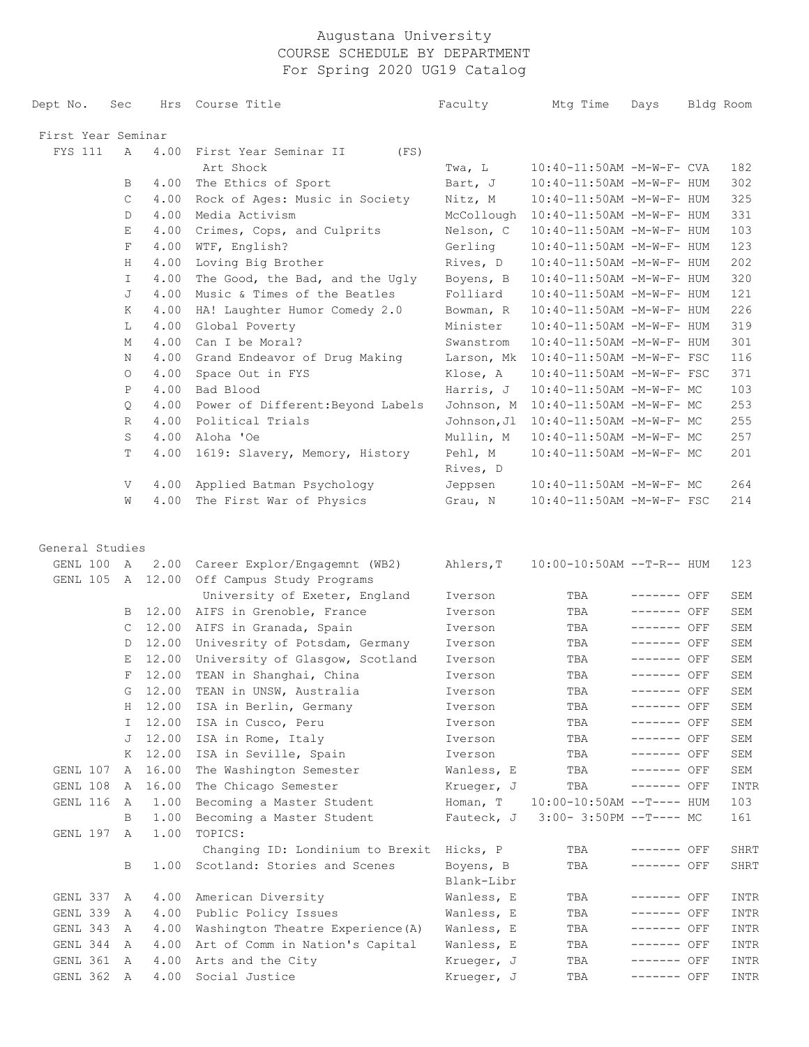# Augustana University
## COURSE SCHEDULE BY DEPARTMENT
### For Spring 2020 UG19 Catalog

| Dept No. | Sec | Hrs | Course Title | Faculty | Mtg Time | Days | Bldg | Room |
|---|---|---|---|---|---|---|---|---|
| **First Year Seminar** | | | | | | | | |
| FYS 111 | A | 4.00 | First Year Seminar II (FS) | | | | | |
| | | | Art Shock | Twa, L | 10:40-11:50AM | -M-W-F- | CVA | 182 |
| | B | 4.00 | The Ethics of Sport | Bart, J | 10:40-11:50AM | -M-W-F- | HUM | 302 |
| | C | 4.00 | Rock of Ages: Music in Society | Nitz, M | 10:40-11:50AM | -M-W-F- | HUM | 325 |
| | D | 4.00 | Media Activism | McCollough | 10:40-11:50AM | -M-W-F- | HUM | 331 |
| | E | 4.00 | Crimes, Cops, and Culprits | Nelson, C | 10:40-11:50AM | -M-W-F- | HUM | 103 |
| | F | 4.00 | WTF, English? | Gerling | 10:40-11:50AM | -M-W-F- | HUM | 123 |
| | H | 4.00 | Loving Big Brother | Rives, D | 10:40-11:50AM | -M-W-F- | HUM | 202 |
| | I | 4.00 | The Good, the Bad, and the Ugly | Boyens, B | 10:40-11:50AM | -M-W-F- | HUM | 320 |
| | J | 4.00 | Music & Times of the Beatles | Folliard | 10:40-11:50AM | -M-W-F- | HUM | 121 |
| | K | 4.00 | HA! Laughter Humor Comedy 2.0 | Bowman, R | 10:40-11:50AM | -M-W-F- | HUM | 226 |
| | L | 4.00 | Global Poverty | Minister | 10:40-11:50AM | -M-W-F- | HUM | 319 |
| | M | 4.00 | Can I be Moral? | Swanstrom | 10:40-11:50AM | -M-W-F- | HUM | 301 |
| | N | 4.00 | Grand Endeavor of Drug Making | Larson, Mk | 10:40-11:50AM | -M-W-F- | FSC | 116 |
| | O | 4.00 | Space Out in FYS | Klose, A | 10:40-11:50AM | -M-W-F- | FSC | 371 |
| | P | 4.00 | Bad Blood | Harris, J | 10:40-11:50AM | -M-W-F- | MC | 103 |
| | Q | 4.00 | Power of Different:Beyond Labels | Johnson, M | 10:40-11:50AM | -M-W-F- | MC | 253 |
| | R | 4.00 | Political Trials | Johnson,Jl | 10:40-11:50AM | -M-W-F- | MC | 255 |
| | S | 4.00 | Aloha 'Oe | Mullin, M | 10:40-11:50AM | -M-W-F- | MC | 257 |
| | T | 4.00 | 1619: Slavery, Memory, History | Pehl, M<br>Rives, D | 10:40-11:50AM | -M-W-F- | MC | 201 |
| | V | 4.00 | Applied Batman Psychology | Jeppsen | 10:40-11:50AM | -M-W-F- | MC | 264 |
| | W | 4.00 | The First War of Physics | Grau, N | 10:40-11:50AM | -M-W-F- | FSC | 214 |
| **General Studies** | | | | | | | | |
| GENL 100 | A | 2.00 | Career Explor/Engagemnt (WB2) | Ahlers,T | 10:00-10:50AM | --T-R-- | HUM | 123 |
| GENL 105 | A | 12.00 | Off Campus Study Programs | | | | | |
| | | | University of Exeter, England | Iverson | TBA | ------- | OFF | SEM |
| | B | 12.00 | AIFS in Grenoble, France | Iverson | TBA | ------- | OFF | SEM |
| | C | 12.00 | AIFS in Granada, Spain | Iverson | TBA | ------- | OFF | SEM |
| | D | 12.00 | Univesrity of Potsdam, Germany | Iverson | TBA | ------- | OFF | SEM |
| | E | 12.00 | University of Glasgow, Scotland | Iverson | TBA | ------- | OFF | SEM |
| | F | 12.00 | TEAN in Shanghai, China | Iverson | TBA | ------- | OFF | SEM |
| | G | 12.00 | TEAN in UNSW, Australia | Iverson | TBA | ------- | OFF | SEM |
| | H | 12.00 | ISA in Berlin, Germany | Iverson | TBA | ------- | OFF | SEM |
| | I | 12.00 | ISA in Cusco, Peru | Iverson | TBA | ------- | OFF | SEM |
| | J | 12.00 | ISA in Rome, Italy | Iverson | TBA | ------- | OFF | SEM |
| | K | 12.00 | ISA in Seville, Spain | Iverson | TBA | ------- | OFF | SEM |
| GENL 107 | A | 16.00 | The Washington Semester | Wanless, E | TBA | ------- | OFF | SEM |
| GENL 108 | A | 16.00 | The Chicago Semester | Krueger, J | TBA | ------- | OFF | INTR |
| GENL 116 | A | 1.00 | Becoming a Master Student | Homan, T | 10:00-10:50AM | --T---- | HUM | 103 |
| | B | 1.00 | Becoming a Master Student | Fauteck, J | 3:00- 3:50PM | --T---- | MC | 161 |
| GENL 197 | A | 1.00 | TOPICS: | | | | | |
| | | | Changing ID: Londinium to Brexit | Hicks, P | TBA | ------- | OFF | SHRT |
| | B | 1.00 | Scotland: Stories and Scenes | Boyens, B<br>Blank-Libr | TBA | ------- | OFF | SHRT |
| GENL 337 | A | 4.00 | American Diversity | Wanless, E | TBA | ------- | OFF | INTR |
| GENL 339 | A | 4.00 | Public Policy Issues | Wanless, E | TBA | ------- | OFF | INTR |
| GENL 343 | A | 4.00 | Washington Theatre Experience(A) | Wanless, E | TBA | ------- | OFF | INTR |
| GENL 344 | A | 4.00 | Art of Comm in Nation's Capital | Wanless, E | TBA | ------- | OFF | INTR |
| GENL 361 | A | 4.00 | Arts and the City | Krueger, J | TBA | ------- | OFF | INTR |
| GENL 362 | A | 4.00 | Social Justice | Krueger, J | TBA | ------- | OFF | INTR |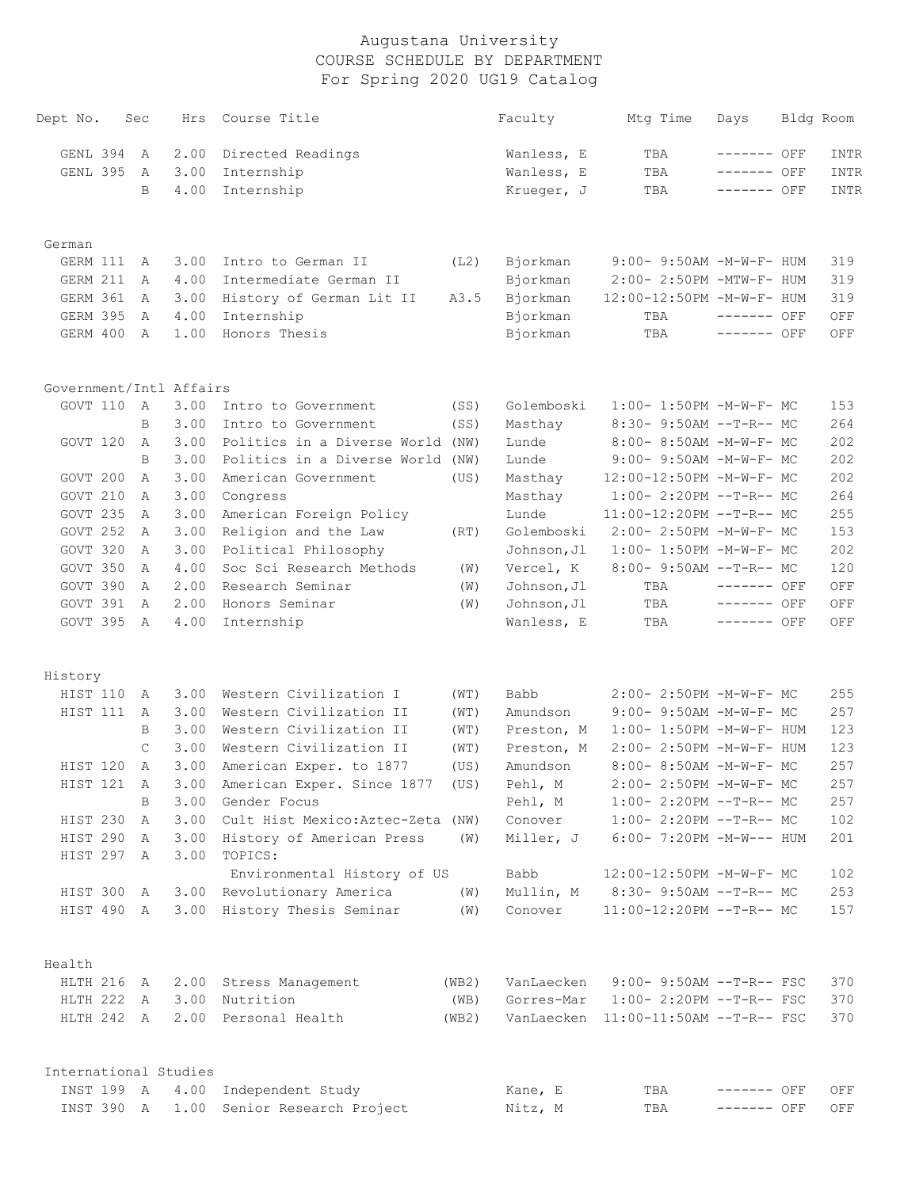# Augustana University
## COURSE SCHEDULE BY DEPARTMENT
### For Spring 2020 UG19 Catalog

| Dept No. | Sec | Hrs | Course Title | | Faculty | Mtg Time | Days | Bldg | Room |
|---|---|---|---|---|---|---|---|---|---|
| GENL 394 | A | 2.00 | Directed Readings | | Wanless, E | TBA | ------- | OFF | INTR |
| GENL 395 | A | 3.00 | Internship | | Wanless, E | TBA | ------- | OFF | INTR |
| | B | 4.00 | Internship | | Krueger, J | TBA | ------- | OFF | INTR |
| **German** | | | | | | | | | |
| GERM 111 | A | 3.00 | Intro to German II | (L2) | Bjorkman | 9:00- 9:50AM | -M-W-F- | HUM | 319 |
| GERM 211 | A | 4.00 | Intermediate German II | | Bjorkman | 2:00- 2:50PM | -MTW-F- | HUM | 319 |
| GERM 361 | A | 3.00 | History of German Lit II | A3.5 | Bjorkman | 12:00-12:50PM | -M-W-F- | HUM | 319 |
| GERM 395 | A | 4.00 | Internship | | Bjorkman | TBA | ------- | OFF | OFF |
| GERM 400 | A | 1.00 | Honors Thesis | | Bjorkman | TBA | ------- | OFF | OFF |
| **Government/Intl Affairs** | | | | | | | | | |
| GOVT 110 | A | 3.00 | Intro to Government | (SS) | Golemboski | 1:00- 1:50PM | -M-W-F- | MC | 153 |
| | B | 3.00 | Intro to Government | (SS) | Masthay | 8:30- 9:50AM | --T-R-- | MC | 264 |
| GOVT 120 | A | 3.00 | Politics in a Diverse World | (NW) | Lunde | 8:00- 8:50AM | -M-W-F- | MC | 202 |
| | B | 3.00 | Politics in a Diverse World | (NW) | Lunde | 9:00- 9:50AM | -M-W-F- | MC | 202 |
| GOVT 200 | A | 3.00 | American Government | (US) | Masthay | 12:00-12:50PM | -M-W-F- | MC | 202 |
| GOVT 210 | A | 3.00 | Congress | | Masthay | 1:00- 2:20PM | --T-R-- | MC | 264 |
| GOVT 235 | A | 3.00 | American Foreign Policy | | Lunde | 11:00-12:20PM | --T-R-- | MC | 255 |
| GOVT 252 | A | 3.00 | Religion and the Law | (RT) | Golemboski | 2:00- 2:50PM | -M-W-F- | MC | 153 |
| GOVT 320 | A | 3.00 | Political Philosophy | | Johnson,Jl | 1:00- 1:50PM | -M-W-F- | MC | 202 |
| GOVT 350 | A | 4.00 | Soc Sci Research Methods | (W) | Vercel, K | 8:00- 9:50AM | --T-R-- | MC | 120 |
| GOVT 390 | A | 2.00 | Research Seminar | (W) | Johnson,Jl | TBA | ------- | OFF | OFF |
| GOVT 391 | A | 2.00 | Honors Seminar | (W) | Johnson,Jl | TBA | ------- | OFF | OFF |
| GOVT 395 | A | 4.00 | Internship | | Wanless, E | TBA | ------- | OFF | OFF |
| **History** | | | | | | | | | |
| HIST 110 | A | 3.00 | Western Civilization I | (WT) | Babb | 2:00- 2:50PM | -M-W-F- | MC | 255 |
| HIST 111 | A | 3.00 | Western Civilization II | (WT) | Amundson | 9:00- 9:50AM | -M-W-F- | MC | 257 |
| | B | 3.00 | Western Civilization II | (WT) | Preston, M | 1:00- 1:50PM | -M-W-F- | HUM | 123 |
| | C | 3.00 | Western Civilization II | (WT) | Preston, M | 2:00- 2:50PM | -M-W-F- | HUM | 123 |
| HIST 120 | A | 3.00 | American Exper. to 1877 | (US) | Amundson | 8:00- 8:50AM | -M-W-F- | MC | 257 |
| HIST 121 | A | 3.00 | American Exper. Since 1877 | (US) | Pehl, M | 2:00- 2:50PM | -M-W-F- | MC | 257 |
| | B | 3.00 | Gender Focus | | Pehl, M | 1:00- 2:20PM | --T-R-- | MC | 257 |
| HIST 230 | A | 3.00 | Cult Hist Mexico:Aztec-Zeta | (NW) | Conover | 1:00- 2:20PM | --T-R-- | MC | 102 |
| HIST 290 | A | 3.00 | History of American Press | (W) | Miller, J | 6:00- 7:20PM | -M-W--- | HUM | 201 |
| HIST 297 | A | 3.00 | TOPICS: | | | | | | |
| | | | Environmental History of US | | Babb | 12:00-12:50PM | -M-W-F- | MC | 102 |
| HIST 300 | A | 3.00 | Revolutionary America | (W) | Mullin, M | 8:30- 9:50AM | --T-R-- | MC | 253 |
| HIST 490 | A | 3.00 | History Thesis Seminar | (W) | Conover | 11:00-12:20PM | --T-R-- | MC | 157 |
| **Health** | | | | | | | | | |
| HLTH 216 | A | 2.00 | Stress Management | (WB2) | VanLaecken | 9:00- 9:50AM | --T-R-- | FSC | 370 |
| HLTH 222 | A | 3.00 | Nutrition | (WB) | Gorres-Mar | 1:00- 2:20PM | --T-R-- | FSC | 370 |
| HLTH 242 | A | 2.00 | Personal Health | (WB2) | VanLaecken | 11:00-11:50AM | --T-R-- | FSC | 370 |
| **International Studies** | | | | | | | | | |
| INST 199 | A | 4.00 | Independent Study | | Kane, E | TBA | ------- | OFF | OFF |
| INST 390 | A | 1.00 | Senior Research Project | | Nitz, M | TBA | ------- | OFF | OFF |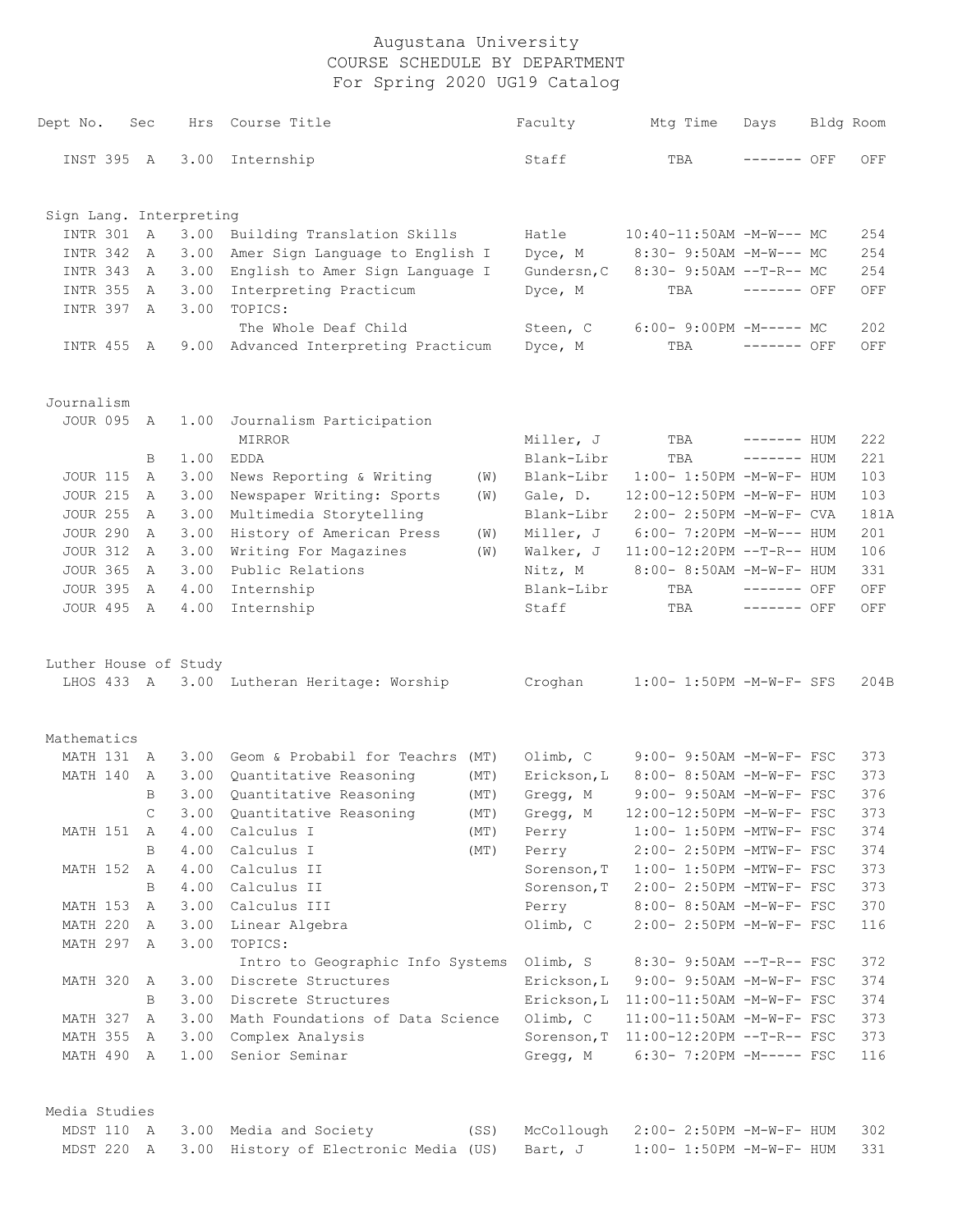# Augustana University
## COURSE SCHEDULE BY DEPARTMENT
### For Spring 2020 UG19 Catalog

| Dept No. | Sec | Hrs | Course Title | | Faculty | Mtg Time | Days | Bldg | Room |
|---|---|---|---|---|---|---|---|---|---|
| INST 395 | A | 3.00 | Internship | | Staff | TBA | ------- | OFF | OFF |
| **Sign Lang. Interpreting** | | | | | | | | | |
| INTR 301 | A | 3.00 | Building Translation Skills | | Hatle | 10:40-11:50AM | -M-W--- | MC | 254 |
| INTR 342 | A | 3.00 | Amer Sign Language to English I | | Dyce, M | 8:30- 9:50AM | -M-W--- | MC | 254 |
| INTR 343 | A | 3.00 | English to Amer Sign Language I | | Gundersn,C | 8:30- 9:50AM | --T-R-- | MC | 254 |
| INTR 355 | A | 3.00 | Interpreting Practicum | | Dyce, M | TBA | ------- | OFF | OFF |
| INTR 397 | A | 3.00 | TOPICS: | | | | | | |
| | | | The Whole Deaf Child | | Steen, C | 6:00- 9:00PM | -M----- | MC | 202 |
| INTR 455 | A | 9.00 | Advanced Interpreting Practicum | | Dyce, M | TBA | ------- | OFF | OFF |
| **Journalism** | | | | | | | | | |
| JOUR 095 | A | 1.00 | Journalism Participation | | | | | | |
| | | | MIRROR | | Miller, J | TBA | ------- | HUM | 222 |
| | B | 1.00 | EDDA | | Blank-Libr | TBA | ------- | HUM | 221 |
| JOUR 115 | A | 3.00 | News Reporting & Writing | (W) | Blank-Libr | 1:00- 1:50PM | -M-W-F- | HUM | 103 |
| JOUR 215 | A | 3.00 | Newspaper Writing: Sports | (W) | Gale, D. | 12:00-12:50PM | -M-W-F- | HUM | 103 |
| JOUR 255 | A | 3.00 | Multimedia Storytelling | | Blank-Libr | 2:00- 2:50PM | -M-W-F- | CVA | 181A |
| JOUR 290 | A | 3.00 | History of American Press | (W) | Miller, J | 6:00- 7:20PM | -M-W--- | HUM | 201 |
| JOUR 312 | A | 3.00 | Writing For Magazines | (W) | Walker, J | 11:00-12:20PM | --T-R-- | HUM | 106 |
| JOUR 365 | A | 3.00 | Public Relations | | Nitz, M | 8:00- 8:50AM | -M-W-F- | HUM | 331 |
| JOUR 395 | A | 4.00 | Internship | | Blank-Libr | TBA | ------- | OFF | OFF |
| JOUR 495 | A | 4.00 | Internship | | Staff | TBA | ------- | OFF | OFF |
| **Luther House of Study** | | | | | | | | | |
| LHOS 433 | A | 3.00 | Lutheran Heritage: Worship | | Croghan | 1:00- 1:50PM | -M-W-F- | SFS | 204B |
| **Mathematics** | | | | | | | | | |
| MATH 131 | A | 3.00 | Geom & Probabil for Teachrs | (MT) | Olimb, C | 9:00- 9:50AM | -M-W-F- | FSC | 373 |
| MATH 140 | A | 3.00 | Quantitative Reasoning | (MT) | Erickson,L | 8:00- 8:50AM | -M-W-F- | FSC | 373 |
| | B | 3.00 | Quantitative Reasoning | (MT) | Gregg, M | 9:00- 9:50AM | -M-W-F- | FSC | 376 |
| | C | 3.00 | Quantitative Reasoning | (MT) | Gregg, M | 12:00-12:50PM | -M-W-F- | FSC | 373 |
| MATH 151 | A | 4.00 | Calculus I | (MT) | Perry | 1:00- 1:50PM | -MTW-F- | FSC | 374 |
| | B | 4.00 | Calculus I | (MT) | Perry | 2:00- 2:50PM | -MTW-F- | FSC | 374 |
| MATH 152 | A | 4.00 | Calculus II | | Sorenson,T | 1:00- 1:50PM | -MTW-F- | FSC | 373 |
| | B | 4.00 | Calculus II | | Sorenson,T | 2:00- 2:50PM | -MTW-F- | FSC | 373 |
| MATH 153 | A | 3.00 | Calculus III | | Perry | 8:00- 8:50AM | -M-W-F- | FSC | 370 |
| MATH 220 | A | 3.00 | Linear Algebra | | Olimb, C | 2:00- 2:50PM | -M-W-F- | FSC | 116 |
| MATH 297 | A | 3.00 | TOPICS: | | | | | | |
| | | | Intro to Geographic Info Systems | | Olimb, S | 8:30- 9:50AM | --T-R-- | FSC | 372 |
| MATH 320 | A | 3.00 | Discrete Structures | | Erickson,L | 9:00- 9:50AM | -M-W-F- | FSC | 374 |
| | B | 3.00 | Discrete Structures | | Erickson,L | 11:00-11:50AM | -M-W-F- | FSC | 374 |
| MATH 327 | A | 3.00 | Math Foundations of Data Science | | Olimb, C | 11:00-11:50AM | -M-W-F- | FSC | 373 |
| MATH 355 | A | 3.00 | Complex Analysis | | Sorenson,T | 11:00-12:20PM | --T-R-- | FSC | 373 |
| MATH 490 | A | 1.00 | Senior Seminar | | Gregg, M | 6:30- 7:20PM | -M----- | FSC | 116 |
| **Media Studies** | | | | | | | | | |
| MDST 110 | A | 3.00 | Media and Society | (SS) | McCollough | 2:00- 2:50PM | -M-W-F- | HUM | 302 |
| MDST 220 | A | 3.00 | History of Electronic Media | (US) | Bart, J | 1:00- 1:50PM | -M-W-F- | HUM | 331 |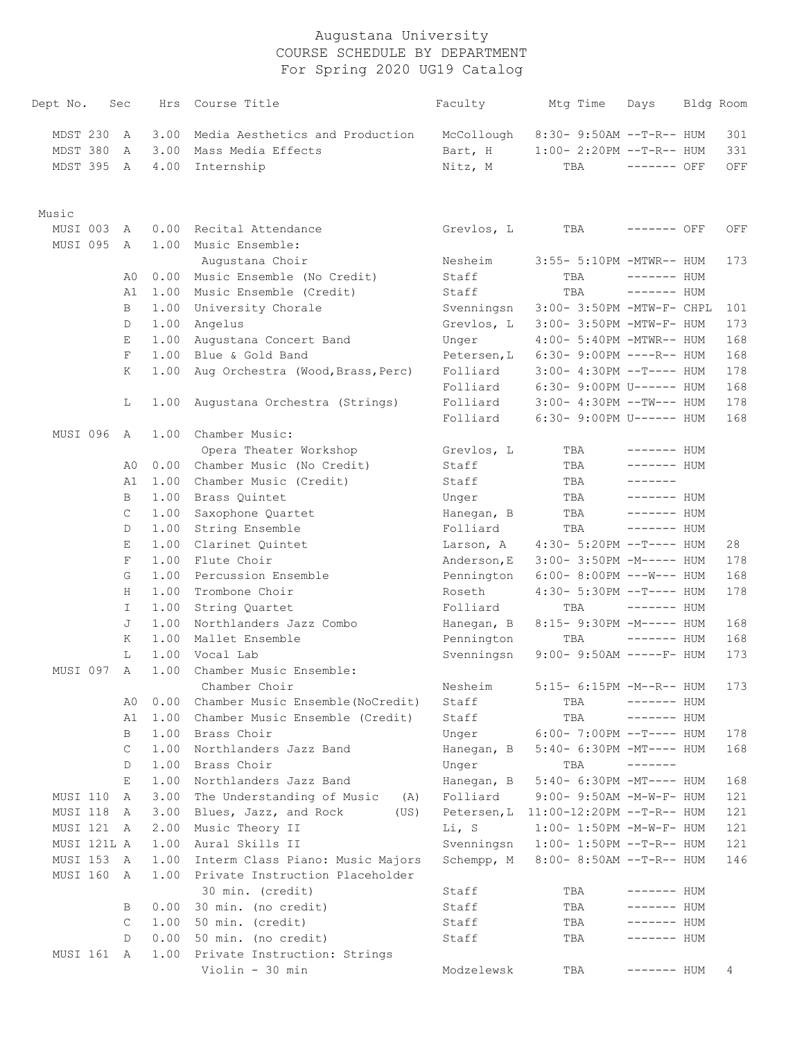# Augustana University
## COURSE SCHEDULE BY DEPARTMENT
### For Spring 2020 UG19 Catalog

| Dept No. | Sec | Hrs | Course Title | Faculty | Mtg Time | Days | Bldg | Room |
|---|---|---|---|---|---|---|---|---|
| MDST 230 | A | 3.00 | Media Aesthetics and Production | McCollough | 8:30- 9:50AM | --T-R-- | HUM | 301 |
| MDST 380 | A | 3.00 | Mass Media Effects | Bart, H | 1:00- 2:20PM | --T-R-- | HUM | 331 |
| MDST 395 | A | 4.00 | Internship | Nitz, M | TBA | ------- | OFF | OFF |
| **Music** | | | | | | | | |
| MUSI 003 | A | 0.00 | Recital Attendance | Grevlos, L | TBA | ------- | OFF | OFF |
| MUSI 095 | A | 1.00 | Music Ensemble: | | | | | |
| | | | Augustana Choir | Nesheim | 3:55- 5:10PM | -MTWR-- | HUM | 173 |
| | A0 | 0.00 | Music Ensemble (No Credit) | Staff | TBA | ------- | HUM | |
| | A1 | 1.00 | Music Ensemble (Credit) | Staff | TBA | ------- | HUM | |
| | B | 1.00 | University Chorale | Svenningsn | 3:00- 3:50PM | -MTW-F- | CHPL | 101 |
| | D | 1.00 | Angelus | Grevlos, L | 3:00- 3:50PM | -MTW-F- | HUM | 173 |
| | E | 1.00 | Augustana Concert Band | Unger | 4:00- 5:40PM | -MTWR-- | HUM | 168 |
| | F | 1.00 | Blue & Gold Band | Petersen,L | 6:30- 9:00PM | ----R-- | HUM | 168 |
| | K | 1.00 | Aug Orchestra (Wood,Brass,Perc) | Folliard | 3:00- 4:30PM | --T---- | HUM | 178 |
| | | | | Folliard | 6:30- 9:00PM | U------ | HUM | 168 |
| | L | 1.00 | Augustana Orchestra (Strings) | Folliard | 3:00- 4:30PM | --TW--- | HUM | 178 |
| | | | | Folliard | 6:30- 9:00PM | U------ | HUM | 168 |
| MUSI 096 | A | 1.00 | Chamber Music: | | | | | |
| | | | Opera Theater Workshop | Grevlos, L | TBA | ------- | HUM | |
| | A0 | 0.00 | Chamber Music (No Credit) | Staff | TBA | ------- | HUM | |
| | A1 | 1.00 | Chamber Music (Credit) | Staff | TBA | ------- | | |
| | B | 1.00 | Brass Quintet | Unger | TBA | ------- | HUM | |
| | C | 1.00 | Saxophone Quartet | Hanegan, B | TBA | ------- | HUM | |
| | D | 1.00 | String Ensemble | Folliard | TBA | ------- | HUM | |
| | E | 1.00 | Clarinet Quintet | Larson, A | 4:30- 5:20PM | --T---- | HUM | 28 |
| | F | 1.00 | Flute Choir | Anderson,E | 3:00- 3:50PM | -M----- | HUM | 178 |
| | G | 1.00 | Percussion Ensemble | Pennington | 6:00- 8:00PM | ---W--- | HUM | 168 |
| | H | 1.00 | Trombone Choir | Roseth | 4:30- 5:30PM | --T---- | HUM | 178 |
| | I | 1.00 | String Quartet | Folliard | TBA | ------- | HUM | |
| | J | 1.00 | Northlanders Jazz Combo | Hanegan, B | 8:15- 9:30PM | -M----- | HUM | 168 |
| | K | 1.00 | Mallet Ensemble | Pennington | TBA | ------- | HUM | 168 |
| | L | 1.00 | Vocal Lab | Svenningsn | 9:00- 9:50AM | -----F- | HUM | 173 |
| MUSI 097 | A | 1.00 | Chamber Music Ensemble: | | | | | |
| | | | Chamber Choir | Nesheim | 5:15- 6:15PM | -M--R-- | HUM | 173 |
| | A0 | 0.00 | Chamber Music Ensemble(NoCredit) | Staff | TBA | ------- | HUM | |
| | A1 | 1.00 | Chamber Music Ensemble (Credit) | Staff | TBA | ------- | HUM | |
| | B | 1.00 | Brass Choir | Unger | 6:00- 7:00PM | --T---- | HUM | 178 |
| | C | 1.00 | Northlanders Jazz Band | Hanegan, B | 5:40- 6:30PM | -MT---- | HUM | 168 |
| | D | 1.00 | Brass Choir | Unger | TBA | ------- | | |
| | E | 1.00 | Northlanders Jazz Band | Hanegan, B | 5:40- 6:30PM | -MT---- | HUM | 168 |
| MUSI 110 | A | 3.00 | The Understanding of Music (A) | Folliard | 9:00- 9:50AM | -M-W-F- | HUM | 121 |
| MUSI 118 | A | 3.00 | Blues, Jazz, and Rock (US) | Petersen,L | 11:00-12:20PM | --T-R-- | HUM | 121 |
| MUSI 121 | A | 2.00 | Music Theory II | Li, S | 1:00- 1:50PM | -M-W-F- | HUM | 121 |
| MUSI 121L | A | 1.00 | Aural Skills II | Svenningsn | 1:00- 1:50PM | --T-R-- | HUM | 121 |
| MUSI 153 | A | 1.00 | Interm Class Piano: Music Majors | Schempp, M | 8:00- 8:50AM | --T-R-- | HUM | 146 |
| MUSI 160 | A | 1.00 | Private Instruction Placeholder | | | | | |
| | | | 30 min. (credit) | Staff | TBA | ------- | HUM | |
| | B | 0.00 | 30 min. (no credit) | Staff | TBA | ------- | HUM | |
| | C | 1.00 | 50 min. (credit) | Staff | TBA | ------- | HUM | |
| | D | 0.00 | 50 min. (no credit) | Staff | TBA | ------- | HUM | |
| MUSI 161 | A | 1.00 | Private Instruction: Strings | | | | | |
| | | | Violin - 30 min | Modzelewsk | TBA | ------- | HUM | 4 |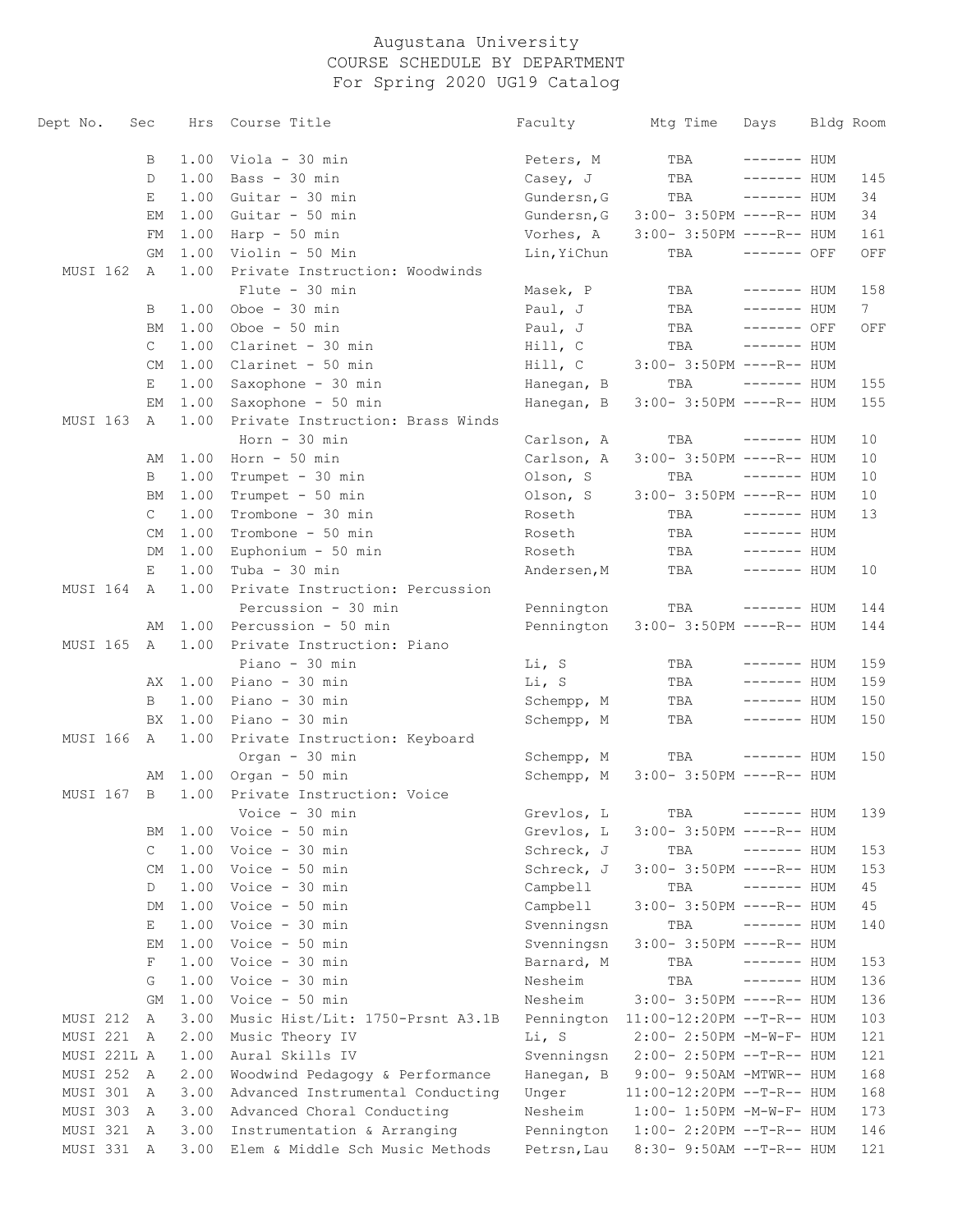# Augustana University
## COURSE SCHEDULE BY DEPARTMENT
### For Spring 2020 UG19 Catalog

| Dept | No. | Sec | Hrs | Course Title | Faculty | Mtg Time | Days | Bldg | Room |
|---|---|---|---|---|---|---|---|---|---|
| | | B | 1.00 | Viola - 30 min | Peters, M | TBA | ------- | HUM | |
| | | D | 1.00 | Bass - 30 min | Casey, J | TBA | ------- | HUM | 145 |
| | | E | 1.00 | Guitar - 30 min | Gundersn,G | TBA | ------- | HUM | 34 |
| | | EM | 1.00 | Guitar - 50 min | Gundersn,G | 3:00- 3:50PM | ----R-- | HUM | 34 |
| | | FM | 1.00 | Harp - 50 min | Vorhes, A | 3:00- 3:50PM | ----R-- | HUM | 161 |
| | | GM | 1.00 | Violin - 50 Min | Lin,YiChun | TBA | ------- | OFF | OFF |
| MUSI | 162 | A | 1.00 | Private Instruction: Woodwinds | | | | | |
| | | | | Flute - 30 min | Masek, P | TBA | ------- | HUM | 158 |
| | | B | 1.00 | Oboe - 30 min | Paul, J | TBA | ------- | HUM | 7 |
| | | BM | 1.00 | Oboe - 50 min | Paul, J | TBA | ------- | OFF | OFF |
| | | C | 1.00 | Clarinet - 30 min | Hill, C | TBA | ------- | HUM | |
| | | CM | 1.00 | Clarinet - 50 min | Hill, C | 3:00- 3:50PM | ----R-- | HUM | |
| | | E | 1.00 | Saxophone - 30 min | Hanegan, B | TBA | ------- | HUM | 155 |
| | | EM | 1.00 | Saxophone - 50 min | Hanegan, B | 3:00- 3:50PM | ----R-- | HUM | 155 |
| MUSI | 163 | A | 1.00 | Private Instruction: Brass Winds | | | | | |
| | | | | Horn - 30 min | Carlson, A | TBA | ------- | HUM | 10 |
| | | AM | 1.00 | Horn - 50 min | Carlson, A | 3:00- 3:50PM | ----R-- | HUM | 10 |
| | | B | 1.00 | Trumpet - 30 min | Olson, S | TBA | ------- | HUM | 10 |
| | | BM | 1.00 | Trumpet - 50 min | Olson, S | 3:00- 3:50PM | ----R-- | HUM | 10 |
| | | C | 1.00 | Trombone - 30 min | Roseth | TBA | ------- | HUM | 13 |
| | | CM | 1.00 | Trombone - 50 min | Roseth | TBA | ------- | HUM | |
| | | DM | 1.00 | Euphonium - 50 min | Roseth | TBA | ------- | HUM | |
| | | E | 1.00 | Tuba - 30 min | Andersen,M | TBA | ------- | HUM | 10 |
| MUSI | 164 | A | 1.00 | Private Instruction: Percussion | | | | | |
| | | | | Percussion - 30 min | Pennington | TBA | ------- | HUM | 144 |
| | | AM | 1.00 | Percussion - 50 min | Pennington | 3:00- 3:50PM | ----R-- | HUM | 144 |
| MUSI | 165 | A | 1.00 | Private Instruction: Piano | | | | | |
| | | | | Piano - 30 min | Li, S | TBA | ------- | HUM | 159 |
| | | AX | 1.00 | Piano - 30 min | Li, S | TBA | ------- | HUM | 159 |
| | | B | 1.00 | Piano - 30 min | Schempp, M | TBA | ------- | HUM | 150 |
| | | BX | 1.00 | Piano - 30 min | Schempp, M | TBA | ------- | HUM | 150 |
| MUSI | 166 | A | 1.00 | Private Instruction: Keyboard | | | | | |
| | | | | Organ - 30 min | Schempp, M | TBA | ------- | HUM | 150 |
| | | AM | 1.00 | Organ - 50 min | Schempp, M | 3:00- 3:50PM | ----R-- | HUM | |
| MUSI | 167 | B | 1.00 | Private Instruction: Voice | | | | | |
| | | | | Voice - 30 min | Grevlos, L | TBA | ------- | HUM | 139 |
| | | BM | 1.00 | Voice - 50 min | Grevlos, L | 3:00- 3:50PM | ----R-- | HUM | |
| | | C | 1.00 | Voice - 30 min | Schreck, J | TBA | ------- | HUM | 153 |
| | | CM | 1.00 | Voice - 50 min | Schreck, J | 3:00- 3:50PM | ----R-- | HUM | 153 |
| | | D | 1.00 | Voice - 30 min | Campbell | TBA | ------- | HUM | 45 |
| | | DM | 1.00 | Voice - 50 min | Campbell | 3:00- 3:50PM | ----R-- | HUM | 45 |
| | | E | 1.00 | Voice - 30 min | Svenningsn | TBA | ------- | HUM | 140 |
| | | EM | 1.00 | Voice - 50 min | Svenningsn | 3:00- 3:50PM | ----R-- | HUM | |
| | | F | 1.00 | Voice - 30 min | Barnard, M | TBA | ------- | HUM | 153 |
| | | G | 1.00 | Voice - 30 min | Nesheim | TBA | ------- | HUM | 136 |
| | | GM | 1.00 | Voice - 50 min | Nesheim | 3:00- 3:50PM | ----R-- | HUM | 136 |
| MUSI | 212 | A | 3.00 | Music Hist/Lit: 1750-Prsnt A3.1B | Pennington | 11:00-12:20PM | --T-R-- | HUM | 103 |
| MUSI | 221 | A | 2.00 | Music Theory IV | Li, S | 2:00- 2:50PM | -M-W-F- | HUM | 121 |
| MUSI | 221L | A | 1.00 | Aural Skills IV | Svenningsn | 2:00- 2:50PM | --T-R-- | HUM | 121 |
| MUSI | 252 | A | 2.00 | Woodwind Pedagogy & Performance | Hanegan, B | 9:00- 9:50AM | -MTWR-- | HUM | 168 |
| MUSI | 301 | A | 3.00 | Advanced Instrumental Conducting | Unger | 11:00-12:20PM | --T-R-- | HUM | 168 |
| MUSI | 303 | A | 3.00 | Advanced Choral Conducting | Nesheim | 1:00- 1:50PM | -M-W-F- | HUM | 173 |
| MUSI | 321 | A | 3.00 | Instrumentation & Arranging | Pennington | 1:00- 2:20PM | --T-R-- | HUM | 146 |
| MUSI | 331 | A | 3.00 | Elem & Middle Sch Music Methods | Petrsn,Lau | 8:30- 9:50AM | --T-R-- | HUM | 121 |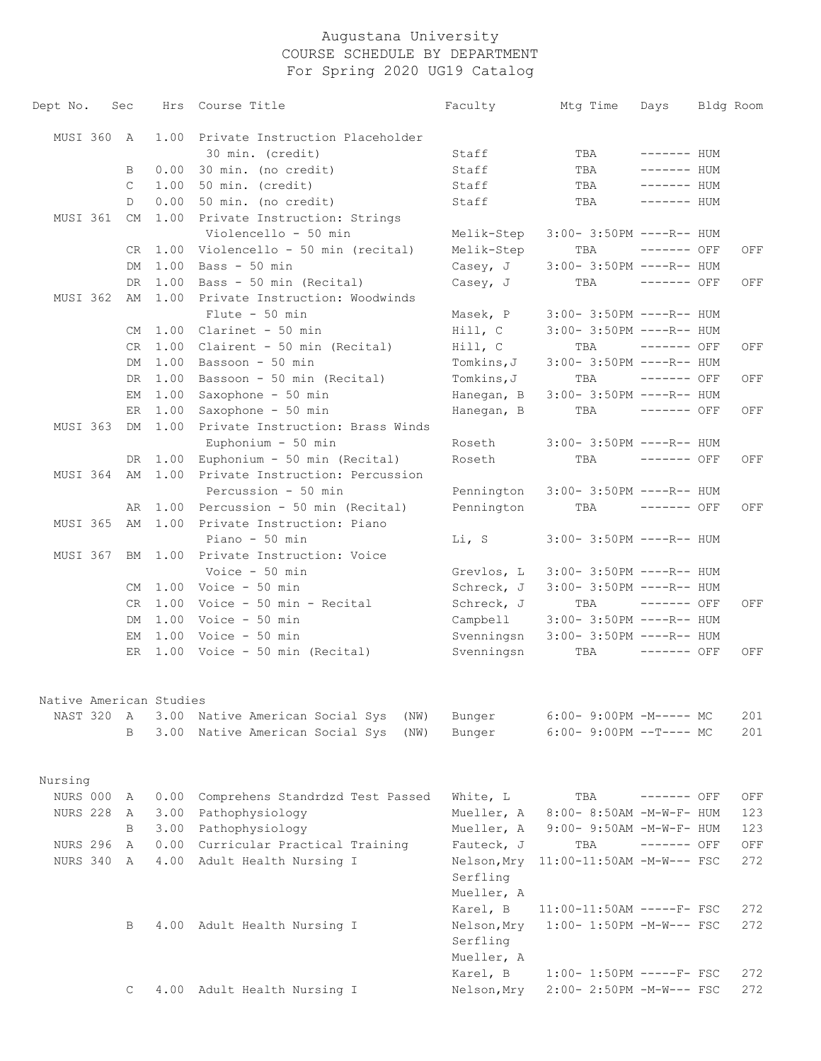# Augustana University
## COURSE SCHEDULE BY DEPARTMENT
### For Spring 2020 UG19 Catalog

| Dept No. | Sec | Hrs | Course Title | Faculty | Mtg Time | Days | Bldg | Room |
|---|---|---|---|---|---|---|---|---|
| MUSI 360 | A | 1.00 | Private Instruction Placeholder | | | | | |
| | | | 30 min. (credit) | Staff | TBA | ------- | HUM | |
| | B | 0.00 | 30 min. (no credit) | Staff | TBA | ------- | HUM | |
| | C | 1.00 | 50 min. (credit) | Staff | TBA | ------- | HUM | |
| | D | 0.00 | 50 min. (no credit) | Staff | TBA | ------- | HUM | |
| MUSI 361 | CM | 1.00 | Private Instruction: Strings | | | | | |
| | | | Violencello - 50 min | Melik-Step | 3:00- 3:50PM | ----R-- | HUM | |
| | CR | 1.00 | Violencello - 50 min (recital) | Melik-Step | TBA | ------- | OFF | OFF |
| | DM | 1.00 | Bass - 50 min | Casey, J | 3:00- 3:50PM | ----R-- | HUM | |
| | DR | 1.00 | Bass - 50 min (Recital) | Casey, J | TBA | ------- | OFF | OFF |
| MUSI 362 | AM | 1.00 | Private Instruction: Woodwinds | | | | | |
| | | | Flute - 50 min | Masek, P | 3:00- 3:50PM | ----R-- | HUM | |
| | CM | 1.00 | Clarinet - 50 min | Hill, C | 3:00- 3:50PM | ----R-- | HUM | |
| | CR | 1.00 | Clairent - 50 min (Recital) | Hill, C | TBA | ------- | OFF | OFF |
| | DM | 1.00 | Bassoon - 50 min | Tomkins,J | 3:00- 3:50PM | ----R-- | HUM | |
| | DR | 1.00 | Bassoon - 50 min (Recital) | Tomkins,J | TBA | ------- | OFF | OFF |
| | EM | 1.00 | Saxophone - 50 min | Hanegan, B | 3:00- 3:50PM | ----R-- | HUM | |
| | ER | 1.00 | Saxophone - 50 min | Hanegan, B | TBA | ------- | OFF | OFF |
| MUSI 363 | DM | 1.00 | Private Instruction: Brass Winds | | | | | |
| | | | Euphonium - 50 min | Roseth | 3:00- 3:50PM | ----R-- | HUM | |
| | DR | 1.00 | Euphonium - 50 min (Recital) | Roseth | TBA | ------- | OFF | OFF |
| MUSI 364 | AM | 1.00 | Private Instruction: Percussion | | | | | |
| | | | Percussion - 50 min | Pennington | 3:00- 3:50PM | ----R-- | HUM | |
| | AR | 1.00 | Percussion - 50 min (Recital) | Pennington | TBA | ------- | OFF | OFF |
| MUSI 365 | AM | 1.00 | Private Instruction: Piano | | | | | |
| | | | Piano - 50 min | Li, S | 3:00- 3:50PM | ----R-- | HUM | |
| MUSI 367 | BM | 1.00 | Private Instruction: Voice | | | | | |
| | | | Voice - 50 min | Grevlos, L | 3:00- 3:50PM | ----R-- | HUM | |
| | CM | 1.00 | Voice - 50 min | Schreck, J | 3:00- 3:50PM | ----R-- | HUM | |
| | CR | 1.00 | Voice - 50 min - Recital | Schreck, J | TBA | ------- | OFF | OFF |
| | DM | 1.00 | Voice - 50 min | Campbell | 3:00- 3:50PM | ----R-- | HUM | |
| | EM | 1.00 | Voice - 50 min | Svenningsn | 3:00- 3:50PM | ----R-- | HUM | |
| | ER | 1.00 | Voice - 50 min (Recital) | Svenningsn | TBA | ------- | OFF | OFF |

## Native American Studies

| Dept No. | Sec | Hrs | Course Title | Faculty | Mtg Time | Days | Bldg | Room |
|---|---|---|---|---|---|---|---|---|
| NAST 320 | A | 3.00 | Native American Social Sys (NW) | Bunger | 6:00- 9:00PM | -M----- | MC | 201 |
| | B | 3.00 | Native American Social Sys (NW) | Bunger | 6:00- 9:00PM | --T---- | MC | 201 |

## Nursing

| Dept No. | Sec | Hrs | Course Title | Faculty | Mtg Time | Days | Bldg | Room |
|---|---|---|---|---|---|---|---|---|
| NURS 000 | A | 0.00 | Comprehens Standrdzd Test Passed | White, L | TBA | ------- | OFF | OFF |
| NURS 228 | A | 3.00 | Pathophysiology | Mueller, A | 8:00- 8:50AM | -M-W-F- | HUM | 123 |
| | B | 3.00 | Pathophysiology | Mueller, A | 9:00- 9:50AM | -M-W-F- | HUM | 123 |
| NURS 296 | A | 0.00 | Curricular Practical Training | Fauteck, J | TBA | ------- | OFF | OFF |
| NURS 340 | A | 4.00 | Adult Health Nursing I | Nelson,Mry | 11:00-11:50AM | -M-W--- | FSC | 272 |
| | | | | Serfling | | | | |
| | | | | Mueller, A | | | | |
| | | | | Karel, B | 11:00-11:50AM | -----F- | FSC | 272 |
| | B | 4.00 | Adult Health Nursing I | Nelson,Mry | 1:00- 1:50PM | -M-W--- | FSC | 272 |
| | | | | Serfling | | | | |
| | | | | Mueller, A | | | | |
| | | | | Karel, B | 1:00- 1:50PM | -----F- | FSC | 272 |
| | C | 4.00 | Adult Health Nursing I | Nelson,Mry | 2:00- 2:50PM | -M-W--- | FSC | 272 |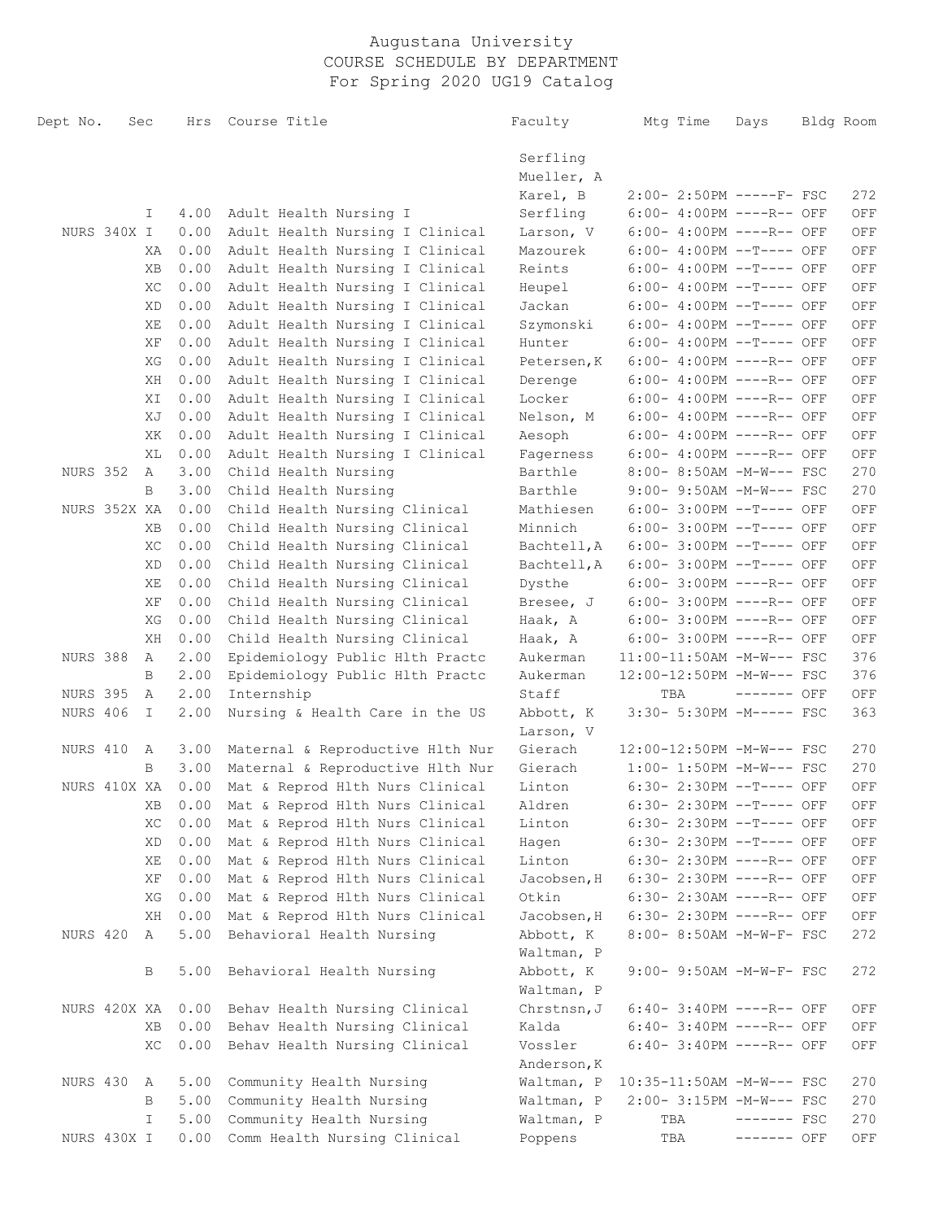# Augustana University
## COURSE SCHEDULE BY DEPARTMENT
### For Spring 2020 UG19 Catalog

| Dept No. | Sec | Hrs | Course Title | Faculty | Mtg Time | Days | Bldg | Room |
|---|---|---|---|---|---|---|---|---|
| | | | | Serfling | | | | |
| | | | | Mueller, A | | | | |
| | | | | Karel, B | 2:00- 2:50PM | -----F- | FSC | 272 |
| | I | 4.00 | Adult Health Nursing I | Serfling | 6:00- 4:00PM | ----R-- | OFF | OFF |
| NURS 340X | I | 0.00 | Adult Health Nursing I Clinical | Larson, V | 6:00- 4:00PM | ----R-- | OFF | OFF |
| | XA | 0.00 | Adult Health Nursing I Clinical | Mazourek | 6:00- 4:00PM | --T---- | OFF | OFF |
| | XB | 0.00 | Adult Health Nursing I Clinical | Reints | 6:00- 4:00PM | --T---- | OFF | OFF |
| | XC | 0.00 | Adult Health Nursing I Clinical | Heupel | 6:00- 4:00PM | --T---- | OFF | OFF |
| | XD | 0.00 | Adult Health Nursing I Clinical | Jackan | 6:00- 4:00PM | --T---- | OFF | OFF |
| | XE | 0.00 | Adult Health Nursing I Clinical | Szymonski | 6:00- 4:00PM | --T---- | OFF | OFF |
| | XF | 0.00 | Adult Health Nursing I Clinical | Hunter | 6:00- 4:00PM | --T---- | OFF | OFF |
| | XG | 0.00 | Adult Health Nursing I Clinical | Petersen,K | 6:00- 4:00PM | ----R-- | OFF | OFF |
| | XH | 0.00 | Adult Health Nursing I Clinical | Derenge | 6:00- 4:00PM | ----R-- | OFF | OFF |
| | XI | 0.00 | Adult Health Nursing I Clinical | Locker | 6:00- 4:00PM | ----R-- | OFF | OFF |
| | XJ | 0.00 | Adult Health Nursing I Clinical | Nelson, M | 6:00- 4:00PM | ----R-- | OFF | OFF |
| | XK | 0.00 | Adult Health Nursing I Clinical | Aesoph | 6:00- 4:00PM | ----R-- | OFF | OFF |
| | XL | 0.00 | Adult Health Nursing I Clinical | Fagerness | 6:00- 4:00PM | ----R-- | OFF | OFF |
| NURS 352 | A | 3.00 | Child Health Nursing | Barthle | 8:00- 8:50AM | -M-W--- | FSC | 270 |
| | B | 3.00 | Child Health Nursing | Barthle | 9:00- 9:50AM | -M-W--- | FSC | 270 |
| NURS 352X | XA | 0.00 | Child Health Nursing Clinical | Mathiesen | 6:00- 3:00PM | --T---- | OFF | OFF |
| | XB | 0.00 | Child Health Nursing Clinical | Minnich | 6:00- 3:00PM | --T---- | OFF | OFF |
| | XC | 0.00 | Child Health Nursing Clinical | Bachtell,A | 6:00- 3:00PM | --T---- | OFF | OFF |
| | XD | 0.00 | Child Health Nursing Clinical | Bachtell,A | 6:00- 3:00PM | --T---- | OFF | OFF |
| | XE | 0.00 | Child Health Nursing Clinical | Dysthe | 6:00- 3:00PM | ----R-- | OFF | OFF |
| | XF | 0.00 | Child Health Nursing Clinical | Bresee, J | 6:00- 3:00PM | ----R-- | OFF | OFF |
| | XG | 0.00 | Child Health Nursing Clinical | Haak, A | 6:00- 3:00PM | ----R-- | OFF | OFF |
| | XH | 0.00 | Child Health Nursing Clinical | Haak, A | 6:00- 3:00PM | ----R-- | OFF | OFF |
| NURS 388 | A | 2.00 | Epidemiology Public Hlth Practc | Aukerman | 11:00-11:50AM | -M-W--- | FSC | 376 |
| | B | 2.00 | Epidemiology Public Hlth Practc | Aukerman | 12:00-12:50PM | -M-W--- | FSC | 376 |
| NURS 395 | A | 2.00 | Internship | Staff | TBA | ------- | OFF | OFF |
| NURS 406 | I | 2.00 | Nursing & Health Care in the US | Abbott, K | 3:30- 5:30PM | -M----- | FSC | 363 |
| | | | | Larson, V | | | | |
| NURS 410 | A | 3.00 | Maternal & Reproductive Hlth Nur | Gierach | 12:00-12:50PM | -M-W--- | FSC | 270 |
| | B | 3.00 | Maternal & Reproductive Hlth Nur | Gierach | 1:00- 1:50PM | -M-W--- | FSC | 270 |
| NURS 410X | XA | 0.00 | Mat & Reprod Hlth Nurs Clinical | Linton | 6:30- 2:30PM | --T---- | OFF | OFF |
| | XB | 0.00 | Mat & Reprod Hlth Nurs Clinical | Aldren | 6:30- 2:30PM | --T---- | OFF | OFF |
| | XC | 0.00 | Mat & Reprod Hlth Nurs Clinical | Linton | 6:30- 2:30PM | --T---- | OFF | OFF |
| | XD | 0.00 | Mat & Reprod Hlth Nurs Clinical | Hagen | 6:30- 2:30PM | --T---- | OFF | OFF |
| | XE | 0.00 | Mat & Reprod Hlth Nurs Clinical | Linton | 6:30- 2:30PM | ----R-- | OFF | OFF |
| | XF | 0.00 | Mat & Reprod Hlth Nurs Clinical | Jacobsen,H | 6:30- 2:30PM | ----R-- | OFF | OFF |
| | XG | 0.00 | Mat & Reprod Hlth Nurs Clinical | Otkin | 6:30- 2:30AM | ----R-- | OFF | OFF |
| | XH | 0.00 | Mat & Reprod Hlth Nurs Clinical | Jacobsen,H | 6:30- 2:30PM | ----R-- | OFF | OFF |
| NURS 420 | A | 5.00 | Behavioral Health Nursing | Abbott, K | 8:00- 8:50AM | -M-W-F- | FSC | 272 |
| | | | | Waltman, P | | | | |
| | B | 5.00 | Behavioral Health Nursing | Abbott, K | 9:00- 9:50AM | -M-W-F- | FSC | 272 |
| | | | | Waltman, P | | | | |
| NURS 420X | XA | 0.00 | Behav Health Nursing Clinical | Chrstnsn,J | 6:40- 3:40PM | ----R-- | OFF | OFF |
| | XB | 0.00 | Behav Health Nursing Clinical | Kalda | 6:40- 3:40PM | ----R-- | OFF | OFF |
| | XC | 0.00 | Behav Health Nursing Clinical | Vossler | 6:40- 3:40PM | ----R-- | OFF | OFF |
| | | | | Anderson,K | | | | |
| NURS 430 | A | 5.00 | Community Health Nursing | Waltman, P | 10:35-11:50AM | -M-W--- | FSC | 270 |
| | B | 5.00 | Community Health Nursing | Waltman, P | 2:00- 3:15PM | -M-W--- | FSC | 270 |
| | I | 5.00 | Community Health Nursing | Waltman, P | TBA | ------- | FSC | 270 |
| NURS 430X | I | 0.00 | Comm Health Nursing Clinical | Poppens | TBA | ------- | OFF | OFF |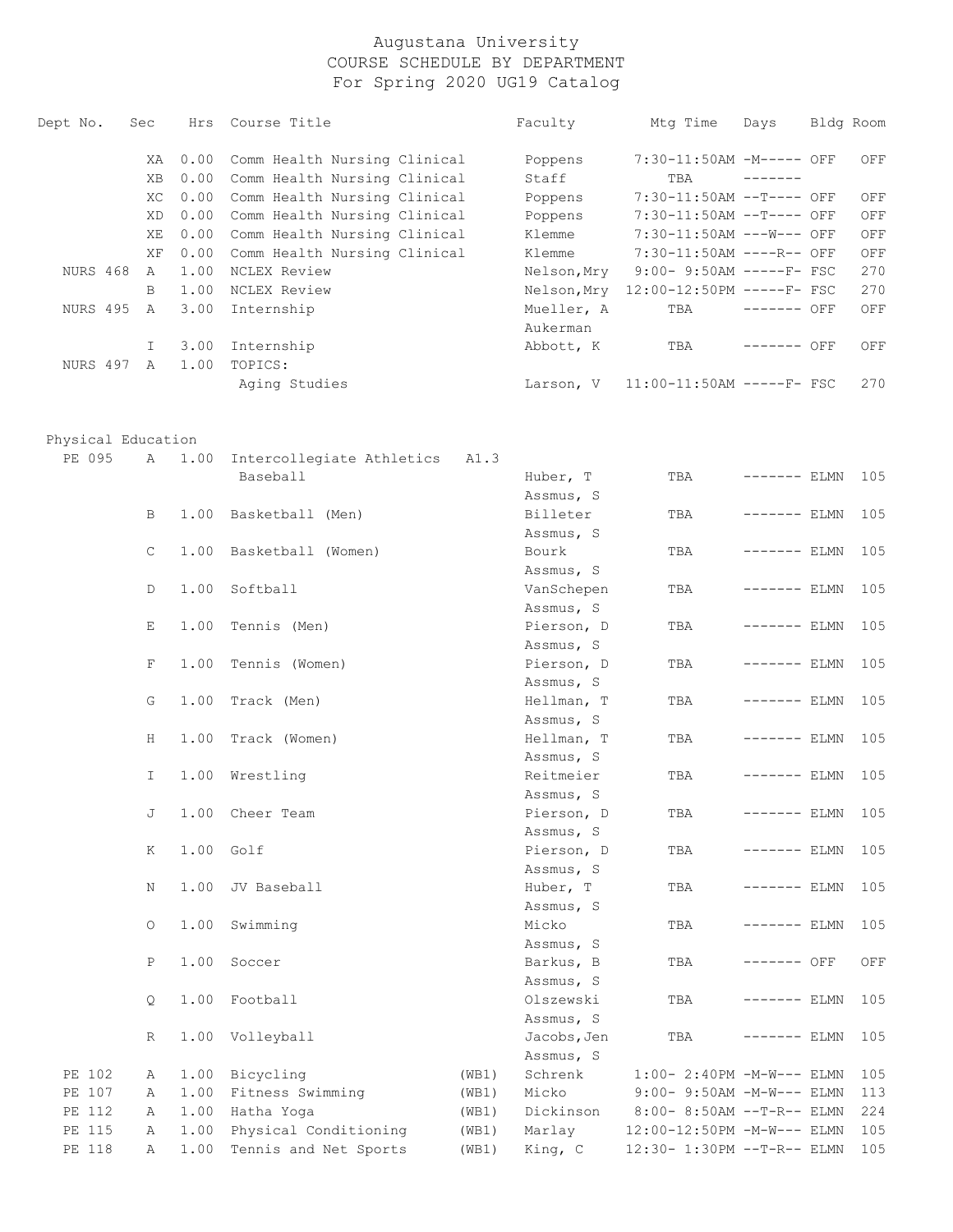# Augustana University
## COURSE SCHEDULE BY DEPARTMENT
### For Spring 2020 UG19 Catalog

| Dept No. | Sec | Hrs | Course Title | | Faculty | Mtg Time | Days | Bldg | Room |
|---|---|---|---|---|---|---|---|---|---|
| | XA | 0.00 | Comm Health Nursing Clinical | | Poppens | 7:30-11:50AM | -M----- | OFF | OFF |
| | XB | 0.00 | Comm Health Nursing Clinical | | Staff | TBA | ------- | | |
| | XC | 0.00 | Comm Health Nursing Clinical | | Poppens | 7:30-11:50AM | --T---- | OFF | OFF |
| | XD | 0.00 | Comm Health Nursing Clinical | | Poppens | 7:30-11:50AM | --T---- | OFF | OFF |
| | XE | 0.00 | Comm Health Nursing Clinical | | Klemme | 7:30-11:50AM | ---W--- | OFF | OFF |
| | XF | 0.00 | Comm Health Nursing Clinical | | Klemme | 7:30-11:50AM | ----R-- | OFF | OFF |
| NURS 468 | A | 1.00 | NCLEX Review | | Nelson,Mry | 9:00- 9:50AM | -----F- | FSC | 270 |
| | B | 1.00 | NCLEX Review | | Nelson,Mry | 12:00-12:50PM | -----F- | FSC | 270 |
| NURS 495 | A | 3.00 | Internship | | Mueller, A<br>Aukerman | TBA | ------- | OFF | OFF |
| | I | 3.00 | Internship | | Abbott, K | TBA | ------- | OFF | OFF |
| NURS 497 | A | 1.00 | TOPICS:<br>Aging Studies | | Larson, V | 11:00-11:50AM | -----F- | FSC | 270 |

## Physical Education

| Dept No. | Sec | Hrs | Course Title | | Faculty | Mtg Time | Days | Bldg | Room |
|---|---|---|---|---|---|---|---|---|---|
| PE 095 | A | 1.00 | Intercollegiate Athletics<br>Baseball | A1.3 | Huber, T<br>Assmus, S | TBA | ------- | ELMN | 105 |
| | B | 1.00 | Basketball (Men) | | Billeter<br>Assmus, S | TBA | ------- | ELMN | 105 |
| | C | 1.00 | Basketball (Women) | | Bourk<br>Assmus, S | TBA | ------- | ELMN | 105 |
| | D | 1.00 | Softball | | VanSchepen<br>Assmus, S | TBA | ------- | ELMN | 105 |
| | E | 1.00 | Tennis (Men) | | Pierson, D<br>Assmus, S | TBA | ------- | ELMN | 105 |
| | F | 1.00 | Tennis (Women) | | Pierson, D<br>Assmus, S | TBA | ------- | ELMN | 105 |
| | G | 1.00 | Track (Men) | | Hellman, T<br>Assmus, S | TBA | ------- | ELMN | 105 |
| | H | 1.00 | Track (Women) | | Hellman, T<br>Assmus, S | TBA | ------- | ELMN | 105 |
| | I | 1.00 | Wrestling | | Reitmeier<br>Assmus, S | TBA | ------- | ELMN | 105 |
| | J | 1.00 | Cheer Team | | Pierson, D<br>Assmus, S | TBA | ------- | ELMN | 105 |
| | K | 1.00 | Golf | | Pierson, D<br>Assmus, S | TBA | ------- | ELMN | 105 |
| | N | 1.00 | JV Baseball | | Huber, T<br>Assmus, S | TBA | ------- | ELMN | 105 |
| | O | 1.00 | Swimming | | Micko<br>Assmus, S | TBA | ------- | ELMN | 105 |
| | P | 1.00 | Soccer | | Barkus, B<br>Assmus, S | TBA | ------- | OFF | OFF |
| | Q | 1.00 | Football | | Olszewski<br>Assmus, S | TBA | ------- | ELMN | 105 |
| | R | 1.00 | Volleyball | | Jacobs,Jen<br>Assmus, S | TBA | ------- | ELMN | 105 |
| PE 102 | A | 1.00 | Bicycling | (WB1) | Schrenk | 1:00- 2:40PM | -M-W--- | ELMN | 105 |
| PE 107 | A | 1.00 | Fitness Swimming | (WB1) | Micko | 9:00- 9:50AM | -M-W--- | ELMN | 113 |
| PE 112 | A | 1.00 | Hatha Yoga | (WB1) | Dickinson | 8:00- 8:50AM | --T-R-- | ELMN | 224 |
| PE 115 | A | 1.00 | Physical Conditioning | (WB1) | Marlay | 12:00-12:50PM | -M-W--- | ELMN | 105 |
| PE 118 | A | 1.00 | Tennis and Net Sports | (WB1) | King, C | 12:30- 1:30PM | --T-R-- | ELMN | 105 |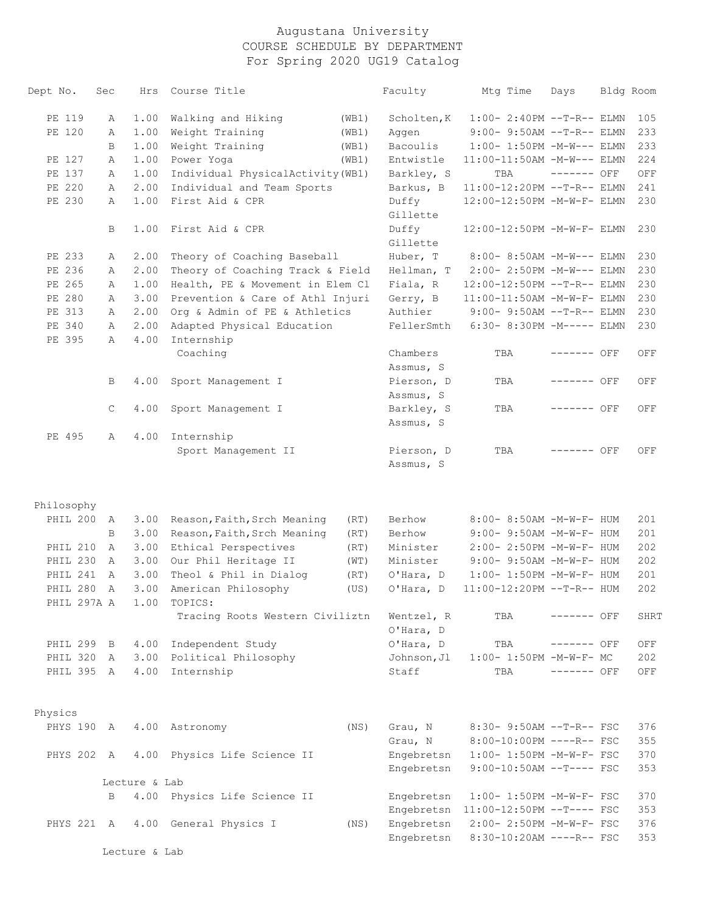Augustana University
COURSE SCHEDULE BY DEPARTMENT
For Spring 2020 UG19 Catalog

| Dept No. | Sec | Hrs | Course Title | | Faculty | Mtg Time | Days | Bldg | Room |
|---|---|---|---|---|---|---|---|---|---|
| PE 119 | A | 1.00 | Walking and Hiking | (WB1) | Scholten,K | 1:00- 2:40PM | --T-R-- | ELMN | 105 |
| PE 120 | A | 1.00 | Weight Training | (WB1) | Aggen | 9:00- 9:50AM | --T-R-- | ELMN | 233 |
| | B | 1.00 | Weight Training | (WB1) | Bacoulis | 1:00- 1:50PM | -M-W--- | ELMN | 233 |
| PE 127 | A | 1.00 | Power Yoga | (WB1) | Entwistle | 11:00-11:50AM | -M-W--- | ELMN | 224 |
| PE 137 | A | 1.00 | Individual PhysicalActivity | (WB1) | Barkley, S | TBA | ------- | OFF | OFF |
| PE 220 | A | 2.00 | Individual and Team Sports | | Barkus, B | 11:00-12:20PM | --T-R-- | ELMN | 241 |
| PE 230 | A | 1.00 | First Aid & CPR | | Duffy<br>Gillette | 12:00-12:50PM | -M-W-F- | ELMN | 230 |
| | B | 1.00 | First Aid & CPR | | Duffy<br>Gillette | 12:00-12:50PM | -M-W-F- | ELMN | 230 |
| PE 233 | A | 2.00 | Theory of Coaching Baseball | | Huber, T | 8:00- 8:50AM | -M-W--- | ELMN | 230 |
| PE 236 | A | 2.00 | Theory of Coaching Track & Field | | Hellman, T | 2:00- 2:50PM | -M-W--- | ELMN | 230 |
| PE 265 | A | 1.00 | Health, PE & Movement in Elem Cl | | Fiala, R | 12:00-12:50PM | --T-R-- | ELMN | 230 |
| PE 280 | A | 3.00 | Prevention & Care of Athl Injuri | | Gerry, B | 11:00-11:50AM | -M-W-F- | ELMN | 230 |
| PE 313 | A | 2.00 | Org & Admin of PE & Athletics | | Authier | 9:00- 9:50AM | --T-R-- | ELMN | 230 |
| PE 340 | A | 2.00 | Adapted Physical Education | | FellerSmth | 6:30- 8:30PM | -M----- | ELMN | 230 |
| PE 395 | A | 4.00 | Internship<br>Coaching | | Chambers<br>Assmus, S | TBA | ------- | OFF | OFF |
| | B | 4.00 | Sport Management I | | Pierson, D<br>Assmus, S | TBA | ------- | OFF | OFF |
| | C | 4.00 | Sport Management I | | Barkley, S<br>Assmus, S | TBA | ------- | OFF | OFF |
| PE 495 | A | 4.00 | Internship<br>Sport Management II | | Pierson, D<br>Assmus, S | TBA | ------- | OFF | OFF |

## Philosophy

| Dept No. | Sec | Hrs | Course Title | | Faculty | Mtg Time | Days | Bldg | Room |
|---|---|---|---|---|---|---|---|---|---|
| PHIL 200 | A | 3.00 | Reason,Faith,Srch Meaning | (RT) | Berhow | 8:00- 8:50AM | -M-W-F- | HUM | 201 |
| | B | 3.00 | Reason,Faith,Srch Meaning | (RT) | Berhow | 9:00- 9:50AM | -M-W-F- | HUM | 201 |
| PHIL 210 | A | 3.00 | Ethical Perspectives | (RT) | Minister | 2:00- 2:50PM | -M-W-F- | HUM | 202 |
| PHIL 230 | A | 3.00 | Our Phil Heritage II | (WT) | Minister | 9:00- 9:50AM | -M-W-F- | HUM | 202 |
| PHIL 241 | A | 3.00 | Theol & Phil in Dialog | (RT) | O'Hara, D | 1:00- 1:50PM | -M-W-F- | HUM | 201 |
| PHIL 280 | A | 3.00 | American Philosophy | (US) | O'Hara, D | 11:00-12:20PM | --T-R-- | HUM | 202 |
| PHIL 297A | A | 1.00 | TOPICS:<br>Tracing Roots Western Civiliztn | | Wentzel, R<br>O'Hara, D | TBA | ------- | OFF | SHRT |
| PHIL 299 | B | 4.00 | Independent Study | | O'Hara, D | TBA | ------- | OFF | OFF |
| PHIL 320 | A | 3.00 | Political Philosophy | | Johnson,Jl | 1:00- 1:50PM | -M-W-F- | MC | 202 |
| PHIL 395 | A | 4.00 | Internship | | Staff | TBA | ------- | OFF | OFF |

## Physics

| Dept No. | Sec | Hrs | Course Title | | Faculty | Mtg Time | Days | Bldg | Room |
|---|---|---|---|---|---|---|---|---|---|
| PHYS 190 | A | 4.00 | Astronomy | (NS) | Grau, N | 8:30- 9:50AM | --T-R-- | FSC | 376 |
| | | | | | Grau, N | 8:00-10:00PM | ----R-- | FSC | 355 |
| PHYS 202 | A | 4.00 | Physics Life Science II | | Engebretsn | 1:00- 1:50PM | -M-W-F- | FSC | 370 |
| | | | | | Engebretsn | 9:00-10:50AM | --T---- | FSC | 353 |
| | | | Lecture & Lab | | | | | | |
| | B | 4.00 | Physics Life Science II | | Engebretsn | 1:00- 1:50PM | -M-W-F- | FSC | 370 |
| | | | | | Engebretsn | 11:00-12:50PM | --T---- | FSC | 353 |
| PHYS 221 | A | 4.00 | General Physics I | (NS) | Engebretsn | 2:00- 2:50PM | -M-W-F- | FSC | 376 |
| | | | | | Engebretsn | 8:30-10:20AM | ----R-- | FSC | 353 |
| | | | Lecture & Lab | | | | | | |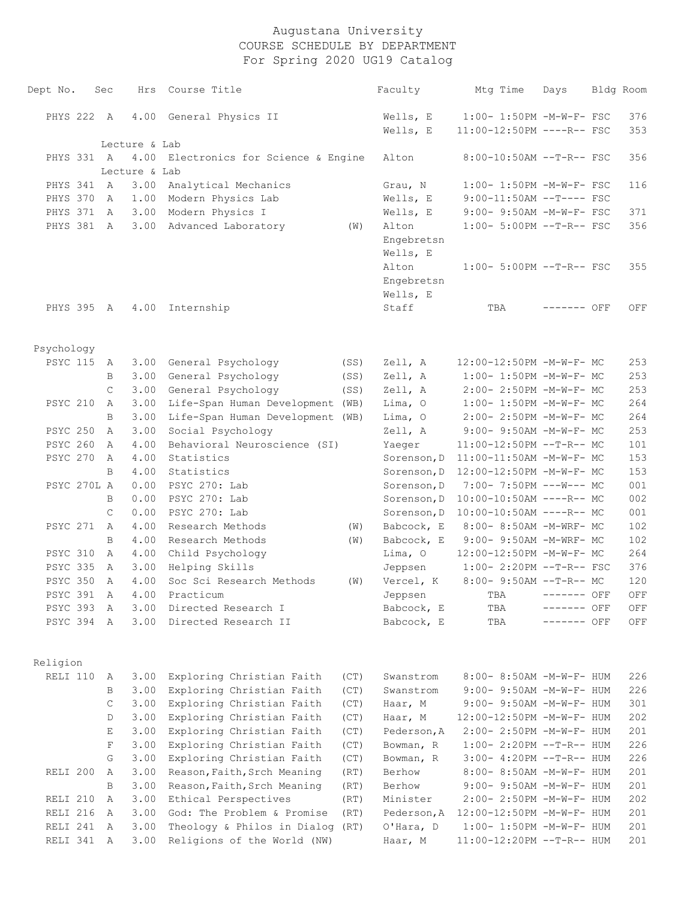# Augustana University
## COURSE SCHEDULE BY DEPARTMENT
### For Spring 2020 UG19 Catalog

| Dept | No. | Sec | Hrs | Course Title | | Faculty | Mtg Time | Days | Bldg | Room |
|---|---|---|---|---|---|---|---|---|---|---|
| PHYS | 222 | A | 4.00 | General Physics II | | Wells, E | 1:00- 1:50PM | -M-W-F- | FSC | 376 |
| | | | | | | Wells, E | 11:00-12:50PM | ----R-- | FSC | 353 |
| | | Lecture & Lab | | | | | | | | |
| PHYS | 331 | A | 4.00 | Electronics for Science & Engine | | Alton | 8:00-10:50AM | --T-R-- | FSC | 356 |
| | | Lecture & Lab | | | | | | | | |
| PHYS | 341 | A | 3.00 | Analytical Mechanics | | Grau, N | 1:00- 1:50PM | -M-W-F- | FSC | 116 |
| PHYS | 370 | A | 1.00 | Modern Physics Lab | | Wells, E | 9:00-11:50AM | --T---- | FSC | |
| PHYS | 371 | A | 3.00 | Modern Physics I | | Wells, E | 9:00- 9:50AM | -M-W-F- | FSC | 371 |
| PHYS | 381 | A | 3.00 | Advanced Laboratory | (W) | Alton | 1:00- 5:00PM | --T-R-- | FSC | 356 |
| | | | | | | Engebretsn | | | | |
| | | | | | | Wells, E | | | | |
| | | | | | | Alton | 1:00- 5:00PM | --T-R-- | FSC | 355 |
| | | | | | | Engebretsn | | | | |
| | | | | | | Wells, E | | | | |
| PHYS | 395 | A | 4.00 | Internship | | Staff | TBA | ------- | OFF | OFF |

Psychology

| Dept | No. | Sec | Hrs | Course Title | | Faculty | Mtg Time | Days | Bldg | Room |
|---|---|---|---|---|---|---|---|---|---|---|
| PSYC | 115 | A | 3.00 | General Psychology | (SS) | Zell, A | 12:00-12:50PM | -M-W-F- | MC | 253 |
| | | B | 3.00 | General Psychology | (SS) | Zell, A | 1:00- 1:50PM | -M-W-F- | MC | 253 |
| | | C | 3.00 | General Psychology | (SS) | Zell, A | 2:00- 2:50PM | -M-W-F- | MC | 253 |
| PSYC | 210 | A | 3.00 | Life-Span Human Development | (WB) | Lima, O | 1:00- 1:50PM | -M-W-F- | MC | 264 |
| | | B | 3.00 | Life-Span Human Development | (WB) | Lima, O | 2:00- 2:50PM | -M-W-F- | MC | 264 |
| PSYC | 250 | A | 3.00 | Social Psychology | | Zell, A | 9:00- 9:50AM | -M-W-F- | MC | 253 |
| PSYC | 260 | A | 4.00 | Behavioral Neuroscience (SI) | | Yaeger | 11:00-12:50PM | --T-R-- | MC | 101 |
| PSYC | 270 | A | 4.00 | Statistics | | Sorenson, D | 11:00-11:50AM | -M-W-F- | MC | 153 |
| | | B | 4.00 | Statistics | | Sorenson, D | 12:00-12:50PM | -M-W-F- | MC | 153 |
| PSYC | 270L | A | 0.00 | PSYC 270: Lab | | Sorenson, D | 7:00- 7:50PM | ---W--- | MC | 001 |
| | | B | 0.00 | PSYC 270: Lab | | Sorenson, D | 10:00-10:50AM | ----R-- | MC | 002 |
| | | C | 0.00 | PSYC 270: Lab | | Sorenson, D | 10:00-10:50AM | ----R-- | MC | 001 |
| PSYC | 271 | A | 4.00 | Research Methods | (W) | Babcock, E | 8:00- 8:50AM | -M-WRF- | MC | 102 |
| | | B | 4.00 | Research Methods | (W) | Babcock, E | 9:00- 9:50AM | -M-WRF- | MC | 102 |
| PSYC | 310 | A | 4.00 | Child Psychology | | Lima, O | 12:00-12:50PM | -M-W-F- | MC | 264 |
| PSYC | 335 | A | 3.00 | Helping Skills | | Jeppsen | 1:00- 2:20PM | --T-R-- | FSC | 376 |
| PSYC | 350 | A | 4.00 | Soc Sci Research Methods | (W) | Vercel, K | 8:00- 9:50AM | --T-R-- | MC | 120 |
| PSYC | 391 | A | 4.00 | Practicum | | Jeppsen | TBA | ------- | OFF | OFF |
| PSYC | 393 | A | 3.00 | Directed Research I | | Babcock, E | TBA | ------- | OFF | OFF |
| PSYC | 394 | A | 3.00 | Directed Research II | | Babcock, E | TBA | ------- | OFF | OFF |

Religion

| Dept | No. | Sec | Hrs | Course Title | | Faculty | Mtg Time | Days | Bldg | Room |
|---|---|---|---|---|---|---|---|---|---|---|
| RELI | 110 | A | 3.00 | Exploring Christian Faith | (CT) | Swanstrom | 8:00- 8:50AM | -M-W-F- | HUM | 226 |
| | | B | 3.00 | Exploring Christian Faith | (CT) | Swanstrom | 9:00- 9:50AM | -M-W-F- | HUM | 226 |
| | | C | 3.00 | Exploring Christian Faith | (CT) | Haar, M | 9:00- 9:50AM | -M-W-F- | HUM | 301 |
| | | D | 3.00 | Exploring Christian Faith | (CT) | Haar, M | 12:00-12:50PM | -M-W-F- | HUM | 202 |
| | | E | 3.00 | Exploring Christian Faith | (CT) | Pederson, A | 2:00- 2:50PM | -M-W-F- | HUM | 201 |
| | | F | 3.00 | Exploring Christian Faith | (CT) | Bowman, R | 1:00- 2:20PM | --T-R-- | HUM | 226 |
| | | G | 3.00 | Exploring Christian Faith | (CT) | Bowman, R | 3:00- 4:20PM | --T-R-- | HUM | 226 |
| RELI | 200 | A | 3.00 | Reason, Faith, Srch Meaning | (RT) | Berhow | 8:00- 8:50AM | -M-W-F- | HUM | 201 |
| | | B | 3.00 | Reason, Faith, Srch Meaning | (RT) | Berhow | 9:00- 9:50AM | -M-W-F- | HUM | 201 |
| RELI | 210 | A | 3.00 | Ethical Perspectives | (RT) | Minister | 2:00- 2:50PM | -M-W-F- | HUM | 202 |
| RELI | 216 | A | 3.00 | God: The Problem & Promise | (RT) | Pederson, A | 12:00-12:50PM | -M-W-F- | HUM | 201 |
| RELI | 241 | A | 3.00 | Theology & Philos in Dialog | (RT) | O'Hara, D | 1:00- 1:50PM | -M-W-F- | HUM | 201 |
| RELI | 341 | A | 3.00 | Religions of the World (NW) | | Haar, M | 11:00-12:20PM | --T-R-- | HUM | 201 |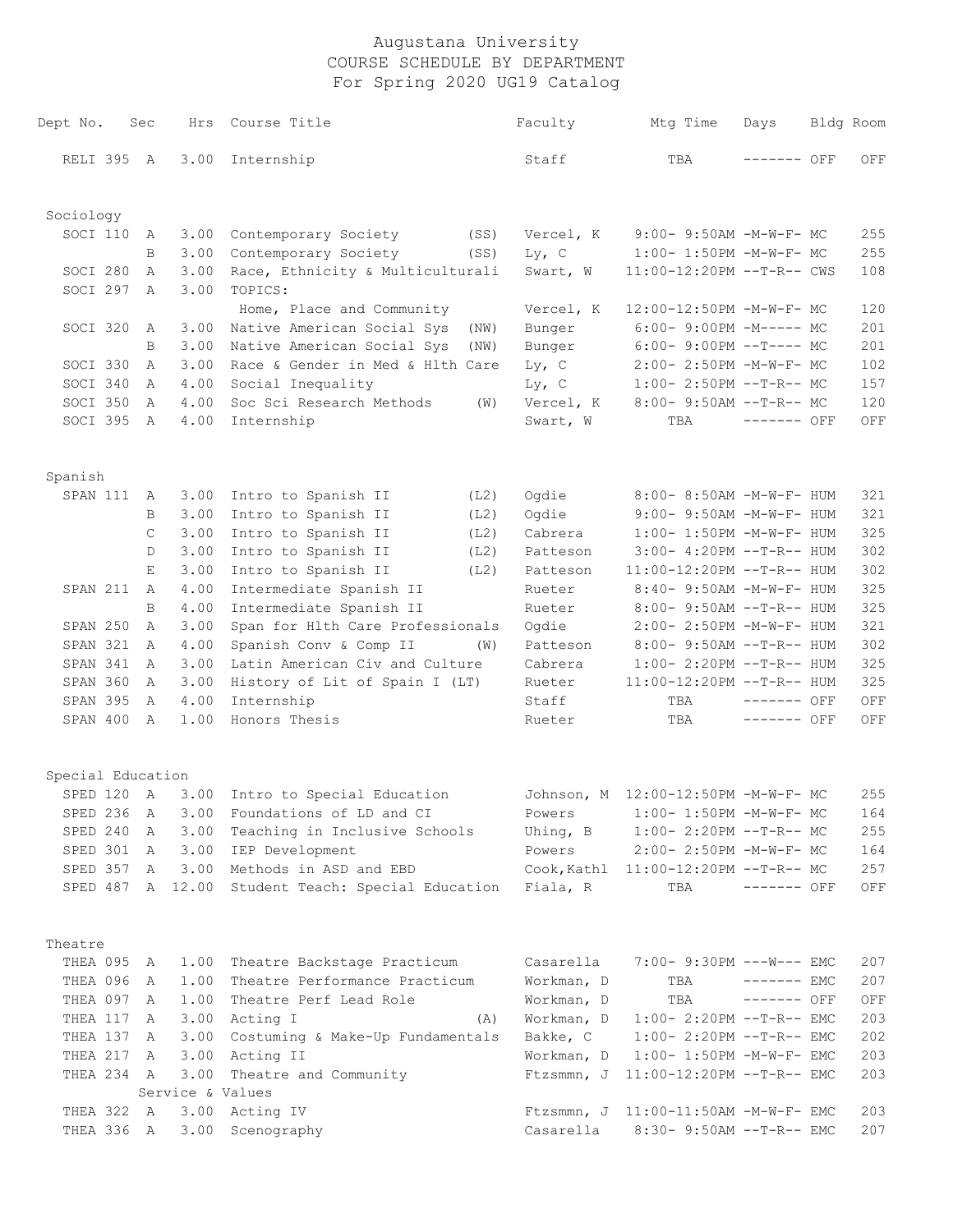# Augustana University
## COURSE SCHEDULE BY DEPARTMENT
### For Spring 2020 UG19 Catalog

| Dept No. | Sec | Hrs | Course Title | | Faculty | Mtg Time | Days | Bldg | Room |
|---|---|---|---|---|---|---|---|---|---|
| RELI 395 | A | 3.00 | Internship | | Staff | TBA | ------- | OFF | OFF |
| **Sociology** | | | | | | | | | |
| SOCI 110 | A | 3.00 | Contemporary Society | (SS) | Vercel, K | 9:00- 9:50AM | -M-W-F- | MC | 255 |
| | B | 3.00 | Contemporary Society | (SS) | Ly, C | 1:00- 1:50PM | -M-W-F- | MC | 255 |
| SOCI 280 | A | 3.00 | Race, Ethnicity & Multiculturali | | Swart, W | 11:00-12:20PM | --T-R-- | CWS | 108 |
| SOCI 297 | A | 3.00 | TOPICS: | | | | | | |
| | | | Home, Place and Community | | Vercel, K | 12:00-12:50PM | -M-W-F- | MC | 120 |
| SOCI 320 | A | 3.00 | Native American Social Sys | (NW) | Bunger | 6:00- 9:00PM | -M----- | MC | 201 |
| | B | 3.00 | Native American Social Sys | (NW) | Bunger | 6:00- 9:00PM | --T---- | MC | 201 |
| SOCI 330 | A | 3.00 | Race & Gender in Med & Hlth Care | | Ly, C | 2:00- 2:50PM | -M-W-F- | MC | 102 |
| SOCI 340 | A | 4.00 | Social Inequality | | Ly, C | 1:00- 2:50PM | --T-R-- | MC | 157 |
| SOCI 350 | A | 4.00 | Soc Sci Research Methods | (W) | Vercel, K | 8:00- 9:50AM | --T-R-- | MC | 120 |
| SOCI 395 | A | 4.00 | Internship | | Swart, W | TBA | ------- | OFF | OFF |
| **Spanish** | | | | | | | | | |
| SPAN 111 | A | 3.00 | Intro to Spanish II | (L2) | Ogdie | 8:00- 8:50AM | -M-W-F- | HUM | 321 |
| | B | 3.00 | Intro to Spanish II | (L2) | Ogdie | 9:00- 9:50AM | -M-W-F- | HUM | 321 |
| | C | 3.00 | Intro to Spanish II | (L2) | Cabrera | 1:00- 1:50PM | -M-W-F- | HUM | 325 |
| | D | 3.00 | Intro to Spanish II | (L2) | Patteson | 3:00- 4:20PM | --T-R-- | HUM | 302 |
| | E | 3.00 | Intro to Spanish II | (L2) | Patteson | 11:00-12:20PM | --T-R-- | HUM | 302 |
| SPAN 211 | A | 4.00 | Intermediate Spanish II | | Rueter | 8:40- 9:50AM | -M-W-F- | HUM | 325 |
| | B | 4.00 | Intermediate Spanish II | | Rueter | 8:00- 9:50AM | --T-R-- | HUM | 325 |
| SPAN 250 | A | 3.00 | Span for Hlth Care Professionals | | Ogdie | 2:00- 2:50PM | -M-W-F- | HUM | 321 |
| SPAN 321 | A | 4.00 | Spanish Conv & Comp II | (W) | Patteson | 8:00- 9:50AM | --T-R-- | HUM | 302 |
| SPAN 341 | A | 3.00 | Latin American Civ and Culture | | Cabrera | 1:00- 2:20PM | --T-R-- | HUM | 325 |
| SPAN 360 | A | 3.00 | History of Lit of Spain I (LT) | | Rueter | 11:00-12:20PM | --T-R-- | HUM | 325 |
| SPAN 395 | A | 4.00 | Internship | | Staff | TBA | ------- | OFF | OFF |
| SPAN 400 | A | 1.00 | Honors Thesis | | Rueter | TBA | ------- | OFF | OFF |
| **Special Education** | | | | | | | | | |
| SPED 120 | A | 3.00 | Intro to Special Education | | Johnson, M | 12:00-12:50PM | -M-W-F- | MC | 255 |
| SPED 236 | A | 3.00 | Foundations of LD and CI | | Powers | 1:00- 1:50PM | -M-W-F- | MC | 164 |
| SPED 240 | A | 3.00 | Teaching in Inclusive Schools | | Uhing, B | 1:00- 2:20PM | --T-R-- | MC | 255 |
| SPED 301 | A | 3.00 | IEP Development | | Powers | 2:00- 2:50PM | -M-W-F- | MC | 164 |
| SPED 357 | A | 3.00 | Methods in ASD and EBD | | Cook,Kathl | 11:00-12:20PM | --T-R-- | MC | 257 |
| SPED 487 | A | 12.00 | Student Teach: Special Education | | Fiala, R | TBA | ------- | OFF | OFF |
| **Theatre** | | | | | | | | | |
| THEA 095 | A | 1.00 | Theatre Backstage Practicum | | Casarella | 7:00- 9:30PM | ---W--- | EMC | 207 |
| THEA 096 | A | 1.00 | Theatre Performance Practicum | | Workman, D | TBA | ------- | EMC | 207 |
| THEA 097 | A | 1.00 | Theatre Perf Lead Role | | Workman, D | TBA | ------- | OFF | OFF |
| THEA 117 | A | 3.00 | Acting I | (A) | Workman, D | 1:00- 2:20PM | --T-R-- | EMC | 203 |
| THEA 137 | A | 3.00 | Costuming & Make-Up Fundamentals | | Bakke, C | 1:00- 2:20PM | --T-R-- | EMC | 202 |
| THEA 217 | A | 3.00 | Acting II | | Workman, D | 1:00- 1:50PM | -M-W-F- | EMC | 203 |
| THEA 234 | A | 3.00 | Theatre and Community | | Ftzsmmn, J | 11:00-12:20PM | --T-R-- | EMC | 203 |
| | | | Service & Values | | | | | | |
| THEA 322 | A | 3.00 | Acting IV | | Ftzsmmn, J | 11:00-11:50AM | -M-W-F- | EMC | 203 |
| THEA 336 | A | 3.00 | Scenography | | Casarella | 8:30- 9:50AM | --T-R-- | EMC | 207 |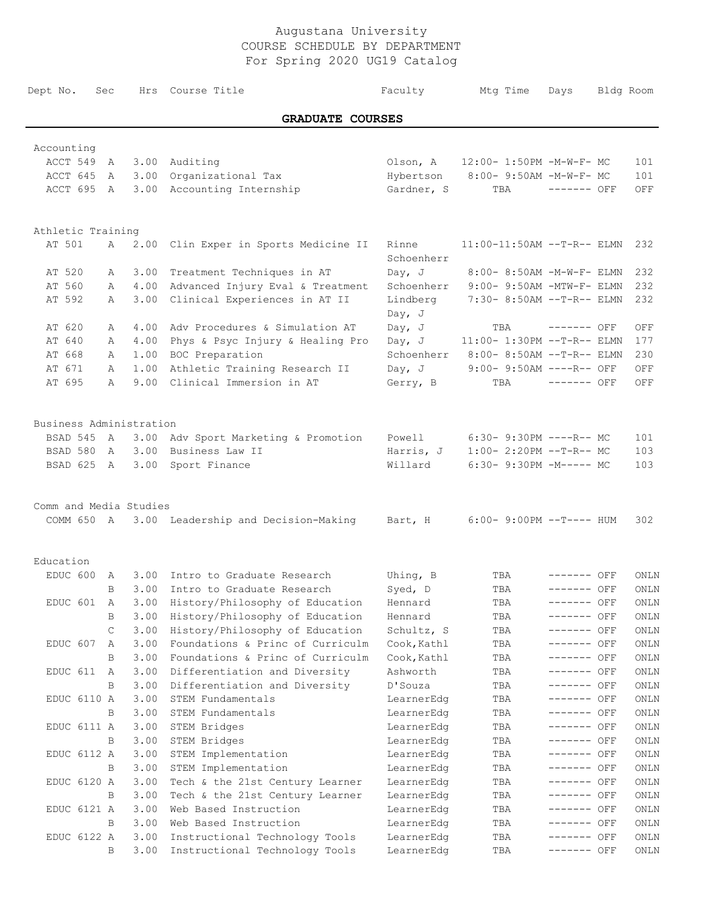# Augustana University
## COURSE SCHEDULE BY DEPARTMENT
### For Spring 2020 UG19 Catalog

**GRADUATE COURSES**

| Dept No. | Sec | Hrs | Course Title | Faculty | Mtg Time | Days | Bldg | Room |
|---|---|---|---|---|---|---|---|---|
| **Accounting** | | | | | | | | |
| ACCT 549 | A | 3.00 | Auditing | Olson, A | 12:00- 1:50PM | -M-W-F- | MC | 101 |
| ACCT 645 | A | 3.00 | Organizational Tax | Hybertson | 8:00- 9:50AM | -M-W-F- | MC | 101 |
| ACCT 695 | A | 3.00 | Accounting Internship | Gardner, S | TBA | ------- | OFF | OFF |
| **Athletic Training** | | | | | | | | |
| AT 501 | A | 2.00 | Clin Exper in Sports Medicine II | Rinne<br>Schoenherr | 11:00-11:50AM | --T-R-- | ELMN | 232 |
| AT 520 | A | 3.00 | Treatment Techniques in AT | Day, J | 8:00- 8:50AM | -M-W-F- | ELMN | 232 |
| AT 560 | A | 4.00 | Advanced Injury Eval & Treatment | Schoenherr | 9:00- 9:50AM | -MTW-F- | ELMN | 232 |
| AT 592 | A | 3.00 | Clinical Experiences in AT II | Lindberg<br>Day, J | 7:30- 8:50AM | --T-R-- | ELMN | 232 |
| AT 620 | A | 4.00 | Adv Procedures & Simulation AT | Day, J | TBA | ------- | OFF | OFF |
| AT 640 | A | 4.00 | Phys & Psyc Injury & Healing Pro | Day, J | 11:00- 1:30PM | --T-R-- | ELMN | 177 |
| AT 668 | A | 1.00 | BOC Preparation | Schoenherr | 8:00- 8:50AM | --T-R-- | ELMN | 230 |
| AT 671 | A | 1.00 | Athletic Training Research II | Day, J | 9:00- 9:50AM | ----R-- | OFF | OFF |
| AT 695 | A | 9.00 | Clinical Immersion in AT | Gerry, B | TBA | ------- | OFF | OFF |
| **Business Administration** | | | | | | | | |
| BSAD 545 | A | 3.00 | Adv Sport Marketing & Promotion | Powell | 6:30- 9:30PM | ----R-- | MC | 101 |
| BSAD 580 | A | 3.00 | Business Law II | Harris, J | 1:00- 2:20PM | --T-R-- | MC | 103 |
| BSAD 625 | A | 3.00 | Sport Finance | Willard | 6:30- 9:30PM | -M----- | MC | 103 |
| **Comm and Media Studies** | | | | | | | | |
| COMM 650 | A | 3.00 | Leadership and Decision-Making | Bart, H | 6:00- 9:00PM | --T---- | HUM | 302 |
| **Education** | | | | | | | | |
| EDUC 600 | A | 3.00 | Intro to Graduate Research | Uhing, B | TBA | ------- | OFF | ONLN |
| | B | 3.00 | Intro to Graduate Research | Syed, D | TBA | ------- | OFF | ONLN |
| EDUC 601 | A | 3.00 | History/Philosophy of Education | Hennard | TBA | ------- | OFF | ONLN |
| | B | 3.00 | History/Philosophy of Education | Hennard | TBA | ------- | OFF | ONLN |
| | C | 3.00 | History/Philosophy of Education | Schultz, S | TBA | ------- | OFF | ONLN |
| EDUC 607 | A | 3.00 | Foundations & Princ of Curriculm | Cook,Kathl | TBA | ------- | OFF | ONLN |
| | B | 3.00 | Foundations & Princ of Curriculm | Cook,Kathl | TBA | ------- | OFF | ONLN |
| EDUC 611 | A | 3.00 | Differentiation and Diversity | Ashworth | TBA | ------- | OFF | ONLN |
| | B | 3.00 | Differentiation and Diversity | D'Souza | TBA | ------- | OFF | ONLN |
| EDUC 6110 | A | 3.00 | STEM Fundamentals | LearnerEdg | TBA | ------- | OFF | ONLN |
| | B | 3.00 | STEM Fundamentals | LearnerEdg | TBA | ------- | OFF | ONLN |
| EDUC 6111 | A | 3.00 | STEM Bridges | LearnerEdg | TBA | ------- | OFF | ONLN |
| | B | 3.00 | STEM Bridges | LearnerEdg | TBA | ------- | OFF | ONLN |
| EDUC 6112 | A | 3.00 | STEM Implementation | LearnerEdg | TBA | ------- | OFF | ONLN |
| | B | 3.00 | STEM Implementation | LearnerEdg | TBA | ------- | OFF | ONLN |
| EDUC 6120 | A | 3.00 | Tech & the 21st Century Learner | LearnerEdg | TBA | ------- | OFF | ONLN |
| | B | 3.00 | Tech & the 21st Century Learner | LearnerEdg | TBA | ------- | OFF | ONLN |
| EDUC 6121 | A | 3.00 | Web Based Instruction | LearnerEdg | TBA | ------- | OFF | ONLN |
| | B | 3.00 | Web Based Instruction | LearnerEdg | TBA | ------- | OFF | ONLN |
| EDUC 6122 | A | 3.00 | Instructional Technology Tools | LearnerEdg | TBA | ------- | OFF | ONLN |
| | B | 3.00 | Instructional Technology Tools | LearnerEdg | TBA | ------- | OFF | ONLN |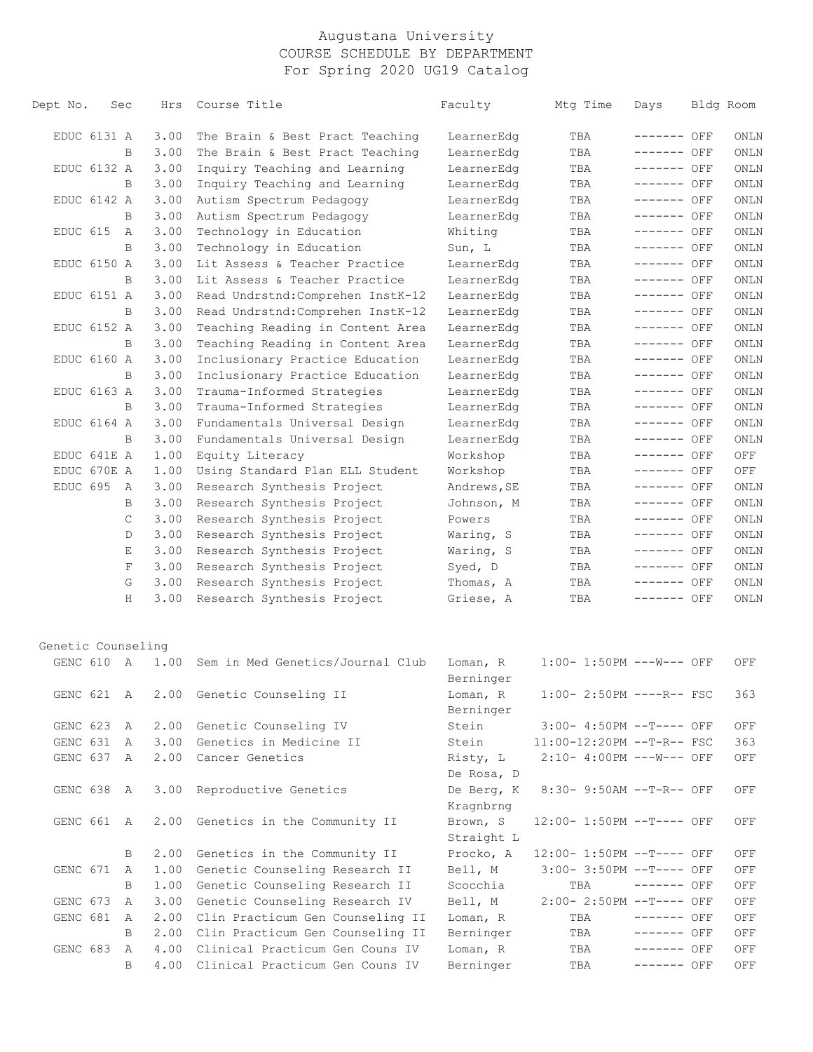# Augustana University
## COURSE SCHEDULE BY DEPARTMENT
## For Spring 2020 UG19 Catalog

| Dept No. | Sec | Hrs | Course Title | Faculty | Mtg Time | Days | Bldg | Room |
|---|---|---|---|---|---|---|---|---|
| EDUC 6131 | A | 3.00 | The Brain & Best Pract Teaching | LearnerEdg | TBA | ------- | OFF | ONLN |
| | B | 3.00 | The Brain & Best Pract Teaching | LearnerEdg | TBA | ------- | OFF | ONLN |
| EDUC 6132 | A | 3.00 | Inquiry Teaching and Learning | LearnerEdg | TBA | ------- | OFF | ONLN |
| | B | 3.00 | Inquiry Teaching and Learning | LearnerEdg | TBA | ------- | OFF | ONLN |
| EDUC 6142 | A | 3.00 | Autism Spectrum Pedagogy | LearnerEdg | TBA | ------- | OFF | ONLN |
| | B | 3.00 | Autism Spectrum Pedagogy | LearnerEdg | TBA | ------- | OFF | ONLN |
| EDUC 615 | A | 3.00 | Technology in Education | Whiting | TBA | ------- | OFF | ONLN |
| | B | 3.00 | Technology in Education | Sun, L | TBA | ------- | OFF | ONLN |
| EDUC 6150 | A | 3.00 | Lit Assess & Teacher Practice | LearnerEdg | TBA | ------- | OFF | ONLN |
| | B | 3.00 | Lit Assess & Teacher Practice | LearnerEdg | TBA | ------- | OFF | ONLN |
| EDUC 6151 | A | 3.00 | Read Undrstnd:Comprehen InstK-12 | LearnerEdg | TBA | ------- | OFF | ONLN |
| | B | 3.00 | Read Undrstnd:Comprehen InstK-12 | LearnerEdg | TBA | ------- | OFF | ONLN |
| EDUC 6152 | A | 3.00 | Teaching Reading in Content Area | LearnerEdg | TBA | ------- | OFF | ONLN |
| | B | 3.00 | Teaching Reading in Content Area | LearnerEdg | TBA | ------- | OFF | ONLN |
| EDUC 6160 | A | 3.00 | Inclusionary Practice Education | LearnerEdg | TBA | ------- | OFF | ONLN |
| | B | 3.00 | Inclusionary Practice Education | LearnerEdg | TBA | ------- | OFF | ONLN |
| EDUC 6163 | A | 3.00 | Trauma-Informed Strategies | LearnerEdg | TBA | ------- | OFF | ONLN |
| | B | 3.00 | Trauma-Informed Strategies | LearnerEdg | TBA | ------- | OFF | ONLN |
| EDUC 6164 | A | 3.00 | Fundamentals Universal Design | LearnerEdg | TBA | ------- | OFF | ONLN |
| | B | 3.00 | Fundamentals Universal Design | LearnerEdg | TBA | ------- | OFF | ONLN |
| EDUC 641E | A | 1.00 | Equity Literacy | Workshop | TBA | ------- | OFF | OFF |
| EDUC 670E | A | 1.00 | Using Standard Plan ELL Student | Workshop | TBA | ------- | OFF | OFF |
| EDUC 695 | A | 3.00 | Research Synthesis Project | Andrews,SE | TBA | ------- | OFF | ONLN |
| | B | 3.00 | Research Synthesis Project | Johnson, M | TBA | ------- | OFF | ONLN |
| | C | 3.00 | Research Synthesis Project | Powers | TBA | ------- | OFF | ONLN |
| | D | 3.00 | Research Synthesis Project | Waring, S | TBA | ------- | OFF | ONLN |
| | E | 3.00 | Research Synthesis Project | Waring, S | TBA | ------- | OFF | ONLN |
| | F | 3.00 | Research Synthesis Project | Syed, D | TBA | ------- | OFF | ONLN |
| | G | 3.00 | Research Synthesis Project | Thomas, A | TBA | ------- | OFF | ONLN |
| | H | 3.00 | Research Synthesis Project | Griese, A | TBA | ------- | OFF | ONLN |

### Genetic Counseling

| Dept No. | Sec | Hrs | Course Title | Faculty | Mtg Time | Days | Bldg | Room |
|---|---|---|---|---|---|---|---|---|
| GENC 610 | A | 1.00 | Sem in Med Genetics/Journal Club | Loman, R<br>Berninger | 1:00- 1:50PM | ---W--- | OFF | OFF |
| GENC 621 | A | 2.00 | Genetic Counseling II | Loman, R<br>Berninger | 1:00- 2:50PM | ----R-- | FSC | 363 |
| GENC 623 | A | 2.00 | Genetic Counseling IV | Stein | 3:00- 4:50PM | --T---- | OFF | OFF |
| GENC 631 | A | 3.00 | Genetics in Medicine II | Stein | 11:00-12:20PM | --T-R-- | FSC | 363 |
| GENC 637 | A | 2.00 | Cancer Genetics | Risty, L<br>De Rosa, D | 2:10- 4:00PM | ---W--- | OFF | OFF |
| GENC 638 | A | 3.00 | Reproductive Genetics | De Berg, K<br>Kragnbrng | 8:30- 9:50AM | --T-R-- | OFF | OFF |
| GENC 661 | A | 2.00 | Genetics in the Community II | Brown, S<br>Straight L | 12:00- 1:50PM | --T---- | OFF | OFF |
| | B | 2.00 | Genetics in the Community II | Procko, A | 12:00- 1:50PM | --T---- | OFF | OFF |
| GENC 671 | A | 1.00 | Genetic Counseling Research II | Bell, M | 3:00- 3:50PM | --T---- | OFF | OFF |
| | B | 1.00 | Genetic Counseling Research II | Scocchia | TBA | ------- | OFF | OFF |
| GENC 673 | A | 3.00 | Genetic Counseling Research IV | Bell, M | 2:00- 2:50PM | --T---- | OFF | OFF |
| GENC 681 | A | 2.00 | Clin Practicum Gen Counseling II | Loman, R | TBA | ------- | OFF | OFF |
| | B | 2.00 | Clin Practicum Gen Counseling II | Berninger | TBA | ------- | OFF | OFF |
| GENC 683 | A | 4.00 | Clinical Practicum Gen Couns IV | Loman, R | TBA | ------- | OFF | OFF |
| | B | 4.00 | Clinical Practicum Gen Couns IV | Berninger | TBA | ------- | OFF | OFF |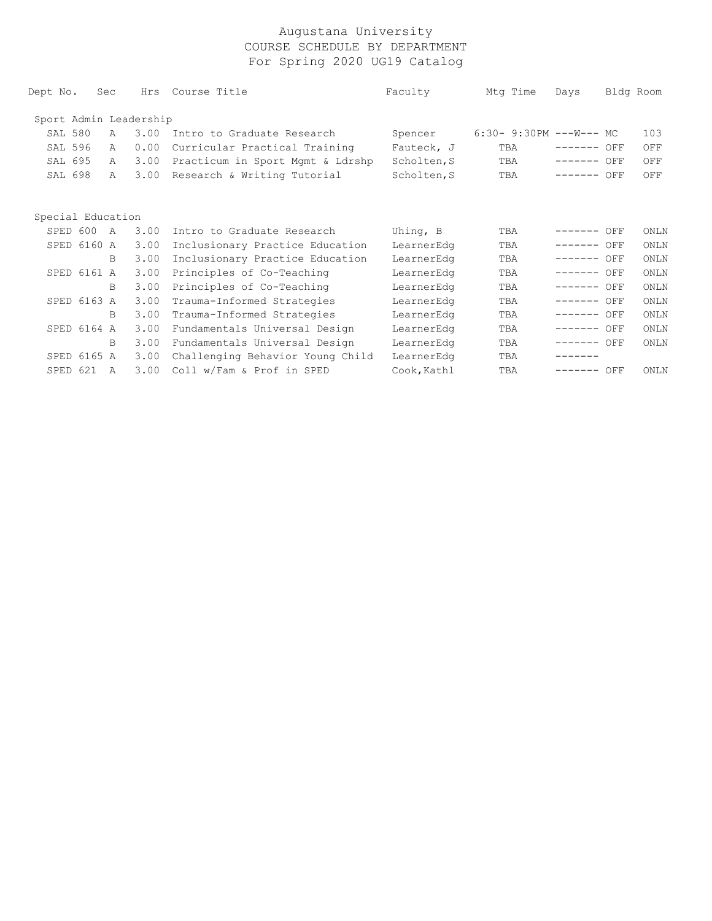# Augustana University
## COURSE SCHEDULE BY DEPARTMENT
## For Spring 2020 UG19 Catalog

| Dept No. | Sec | Hrs | Course Title | Faculty | Mtg Time | Days | Bldg | Room |
|---|---|---|---|---|---|---|---|---|
| **Sport Admin Leadership** | | | | | | | | |
| SAL 580 | A | 3.00 | Intro to Graduate Research | Spencer | 6:30- 9:30PM | ---W--- | MC | 103 |
| SAL 596 | A | 0.00 | Curricular Practical Training | Fauteck, J | TBA | ------- | OFF | OFF |
| SAL 695 | A | 3.00 | Practicum in Sport Mgmt & Ldrshp | Scholten,S | TBA | ------- | OFF | OFF |
| SAL 698 | A | 3.00 | Research & Writing Tutorial | Scholten,S | TBA | ------- | OFF | OFF |
| **Special Education** | | | | | | | | |
| SPED 600 | A | 3.00 | Intro to Graduate Research | Uhing, B | TBA | ------- | OFF | ONLN |
| SPED 6160 | A | 3.00 | Inclusionary Practice Education | LearnerEdg | TBA | ------- | OFF | ONLN |
| | B | 3.00 | Inclusionary Practice Education | LearnerEdg | TBA | ------- | OFF | ONLN |
| SPED 6161 | A | 3.00 | Principles of Co-Teaching | LearnerEdg | TBA | ------- | OFF | ONLN |
| | B | 3.00 | Principles of Co-Teaching | LearnerEdg | TBA | ------- | OFF | ONLN |
| SPED 6163 | A | 3.00 | Trauma-Informed Strategies | LearnerEdg | TBA | ------- | OFF | ONLN |
| | B | 3.00 | Trauma-Informed Strategies | LearnerEdg | TBA | ------- | OFF | ONLN |
| SPED 6164 | A | 3.00 | Fundamentals Universal Design | LearnerEdg | TBA | ------- | OFF | ONLN |
| | B | 3.00 | Fundamentals Universal Design | LearnerEdg | TBA | ------- | OFF | ONLN |
| SPED 6165 | A | 3.00 | Challenging Behavior Young Child | LearnerEdg | TBA | ------- | | |
| SPED 621 | A | 3.00 | Coll w/Fam & Prof in SPED | Cook,Kathl | TBA | ------- | OFF | ONLN |